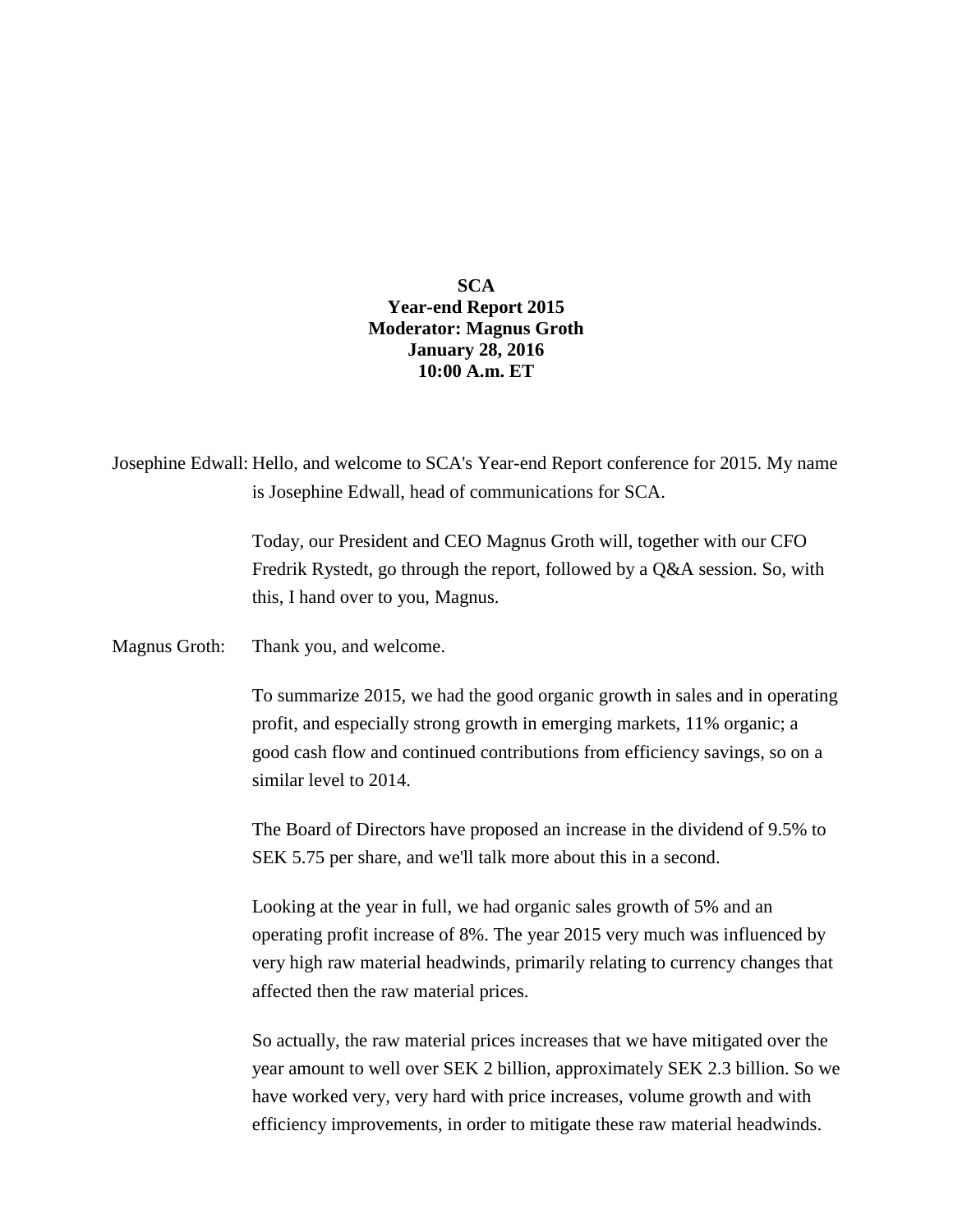**SCA**
**Year-end Report 2015**
**Moderator: Magnus Groth**
**January 28, 2016**
**10:00 A.m. ET**

Josephine Edwall: Hello, and welcome to SCA's Year-end Report conference for 2015. My name is Josephine Edwall, head of communications for SCA.

Today, our President and CEO Magnus Groth will, together with our CFO Fredrik Rystedt, go through the report, followed by a Q&A session. So, with this, I hand over to you, Magnus.

Magnus Groth: Thank you, and welcome.

To summarize 2015, we had the good organic growth in sales and in operating profit, and especially strong growth in emerging markets, 11% organic; a good cash flow and continued contributions from efficiency savings, so on a similar level to 2014.

The Board of Directors have proposed an increase in the dividend of 9.5% to SEK 5.75 per share, and we'll talk more about this in a second.

Looking at the year in full, we had organic sales growth of 5% and an operating profit increase of 8%. The year 2015 very much was influenced by very high raw material headwinds, primarily relating to currency changes that affected then the raw material prices.

So actually, the raw material prices increases that we have mitigated over the year amount to well over SEK 2 billion, approximately SEK 2.3 billion. So we have worked very, very hard with price increases, volume growth and with efficiency improvements, in order to mitigate these raw material headwinds.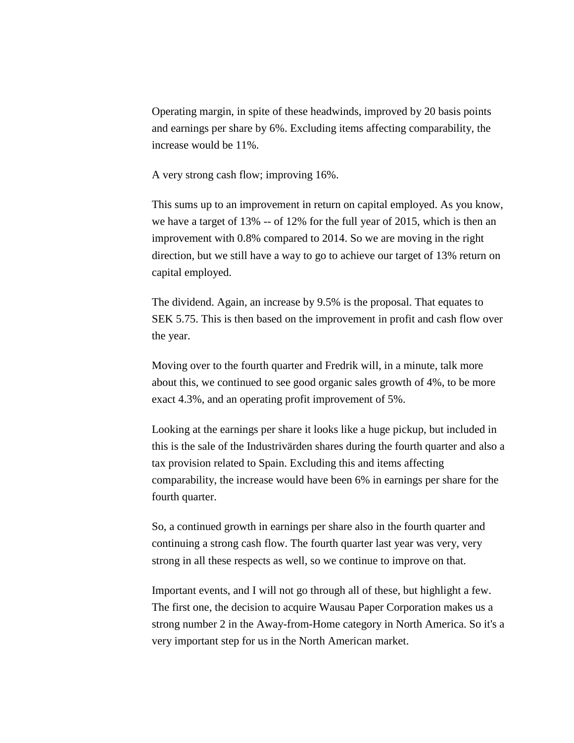Operating margin, in spite of these headwinds, improved by 20 basis points and earnings per share by 6%. Excluding items affecting comparability, the increase would be 11%.

A very strong cash flow; improving 16%.

This sums up to an improvement in return on capital employed. As you know, we have a target of 13% -- of 12% for the full year of 2015, which is then an improvement with 0.8% compared to 2014. So we are moving in the right direction, but we still have a way to go to achieve our target of 13% return on capital employed.

The dividend. Again, an increase by 9.5% is the proposal. That equates to SEK 5.75. This is then based on the improvement in profit and cash flow over the year.

Moving over to the fourth quarter and Fredrik will, in a minute, talk more about this, we continued to see good organic sales growth of 4%, to be more exact 4.3%, and an operating profit improvement of 5%.

Looking at the earnings per share it looks like a huge pickup, but included in this is the sale of the Industrivärden shares during the fourth quarter and also a tax provision related to Spain. Excluding this and items affecting comparability, the increase would have been 6% in earnings per share for the fourth quarter.

So, a continued growth in earnings per share also in the fourth quarter and continuing a strong cash flow. The fourth quarter last year was very, very strong in all these respects as well, so we continue to improve on that.

Important events, and I will not go through all of these, but highlight a few. The first one, the decision to acquire Wausau Paper Corporation makes us a strong number 2 in the Away-from-Home category in North America. So it's a very important step for us in the North American market.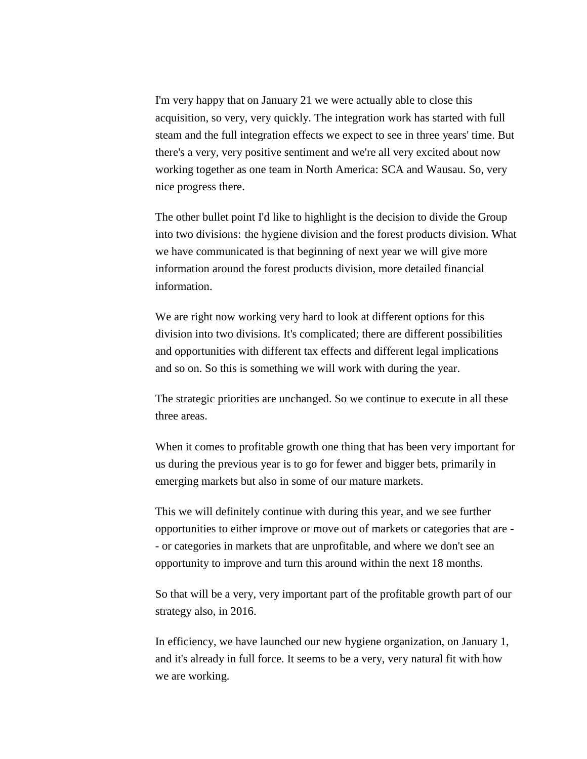I'm very happy that on January 21 we were actually able to close this acquisition, so very, very quickly. The integration work has started with full steam and the full integration effects we expect to see in three years' time. But there's a very, very positive sentiment and we're all very excited about now working together as one team in North America: SCA and Wausau. So, very nice progress there.

The other bullet point I'd like to highlight is the decision to divide the Group into two divisions: the hygiene division and the forest products division. What we have communicated is that beginning of next year we will give more information around the forest products division, more detailed financial information.

We are right now working very hard to look at different options for this division into two divisions. It's complicated; there are different possibilities and opportunities with different tax effects and different legal implications and so on. So this is something we will work with during the year.

The strategic priorities are unchanged. So we continue to execute in all these three areas.

When it comes to profitable growth one thing that has been very important for us during the previous year is to go for fewer and bigger bets, primarily in emerging markets but also in some of our mature markets.

This we will definitely continue with during this year, and we see further opportunities to either improve or move out of markets or categories that are -- or categories in markets that are unprofitable, and where we don't see an opportunity to improve and turn this around within the next 18 months.

So that will be a very, very important part of the profitable growth part of our strategy also, in 2016.

In efficiency, we have launched our new hygiene organization, on January 1, and it's already in full force. It seems to be a very, very natural fit with how we are working.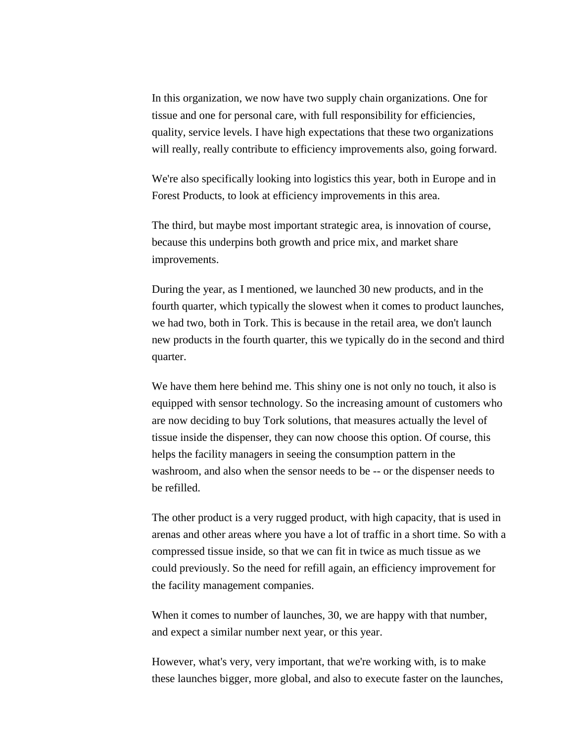In this organization, we now have two supply chain organizations. One for tissue and one for personal care, with full responsibility for efficiencies, quality, service levels. I have high expectations that these two organizations will really, really contribute to efficiency improvements also, going forward.

We're also specifically looking into logistics this year, both in Europe and in Forest Products, to look at efficiency improvements in this area.

The third, but maybe most important strategic area, is innovation of course, because this underpins both growth and price mix, and market share improvements.

During the year, as I mentioned, we launched 30 new products, and in the fourth quarter, which typically the slowest when it comes to product launches, we had two, both in Tork. This is because in the retail area, we don't launch new products in the fourth quarter, this we typically do in the second and third quarter.

We have them here behind me. This shiny one is not only no touch, it also is equipped with sensor technology. So the increasing amount of customers who are now deciding to buy Tork solutions, that measures actually the level of tissue inside the dispenser, they can now choose this option. Of course, this helps the facility managers in seeing the consumption pattern in the washroom, and also when the sensor needs to be -- or the dispenser needs to be refilled.

The other product is a very rugged product, with high capacity, that is used in arenas and other areas where you have a lot of traffic in a short time. So with a compressed tissue inside, so that we can fit in twice as much tissue as we could previously. So the need for refill again, an efficiency improvement for the facility management companies.

When it comes to number of launches, 30, we are happy with that number, and expect a similar number next year, or this year.

However, what's very, very important, that we're working with, is to make these launches bigger, more global, and also to execute faster on the launches,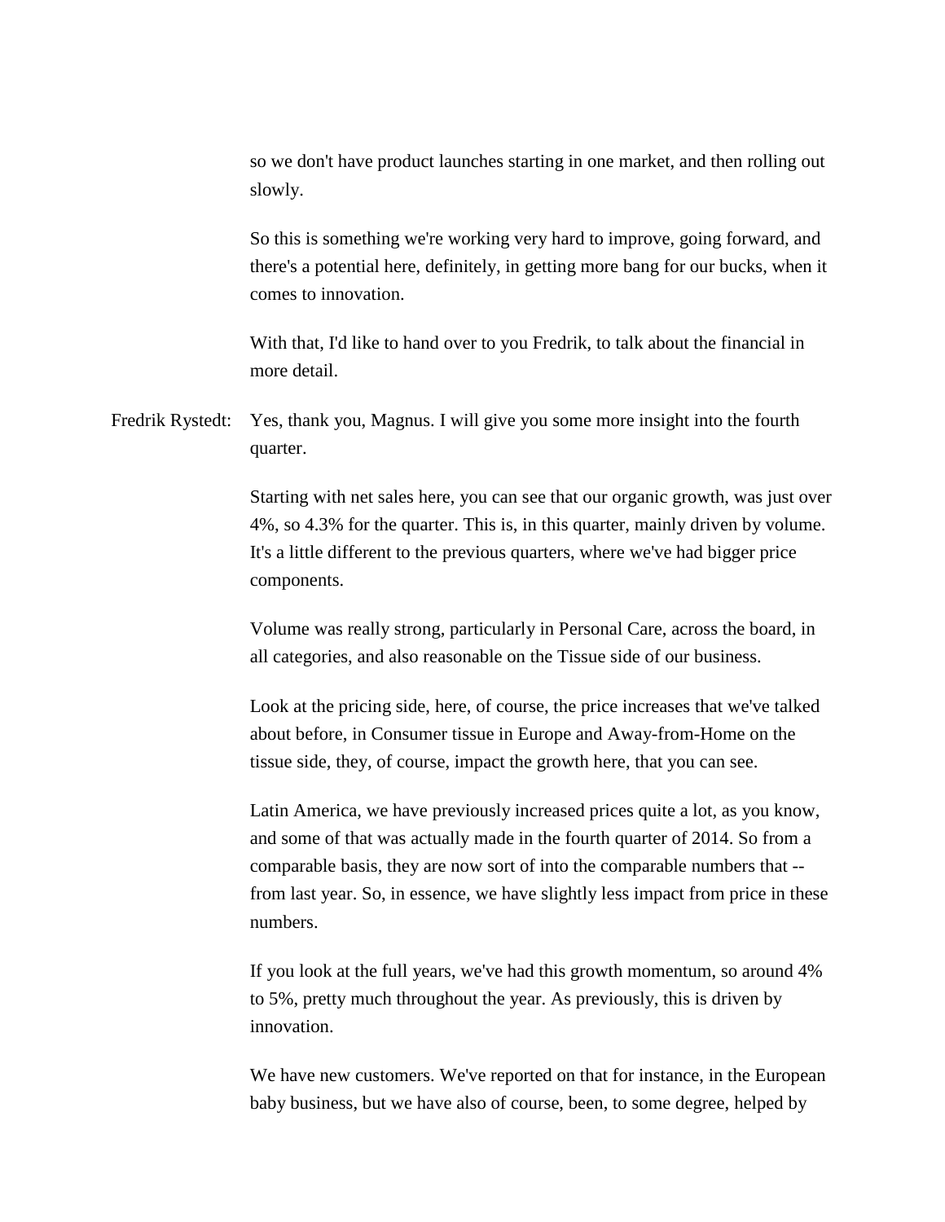so we don't have product launches starting in one market, and then rolling out slowly.

So this is something we're working very hard to improve, going forward, and there's a potential here, definitely, in getting more bang for our bucks, when it comes to innovation.

With that, I'd like to hand over to you Fredrik, to talk about the financial in more detail.

Fredrik Rystedt: Yes, thank you, Magnus. I will give you some more insight into the fourth quarter.

Starting with net sales here, you can see that our organic growth, was just over 4%, so 4.3% for the quarter. This is, in this quarter, mainly driven by volume. It's a little different to the previous quarters, where we've had bigger price components.

Volume was really strong, particularly in Personal Care, across the board, in all categories, and also reasonable on the Tissue side of our business.

Look at the pricing side, here, of course, the price increases that we've talked about before, in Consumer tissue in Europe and Away-from-Home on the tissue side, they, of course, impact the growth here, that you can see.

Latin America, we have previously increased prices quite a lot, as you know, and some of that was actually made in the fourth quarter of 2014. So from a comparable basis, they are now sort of into the comparable numbers that -- from last year. So, in essence, we have slightly less impact from price in these numbers.

If you look at the full years, we've had this growth momentum, so around 4% to 5%, pretty much throughout the year. As previously, this is driven by innovation.

We have new customers. We've reported on that for instance, in the European baby business, but we have also of course, been, to some degree, helped by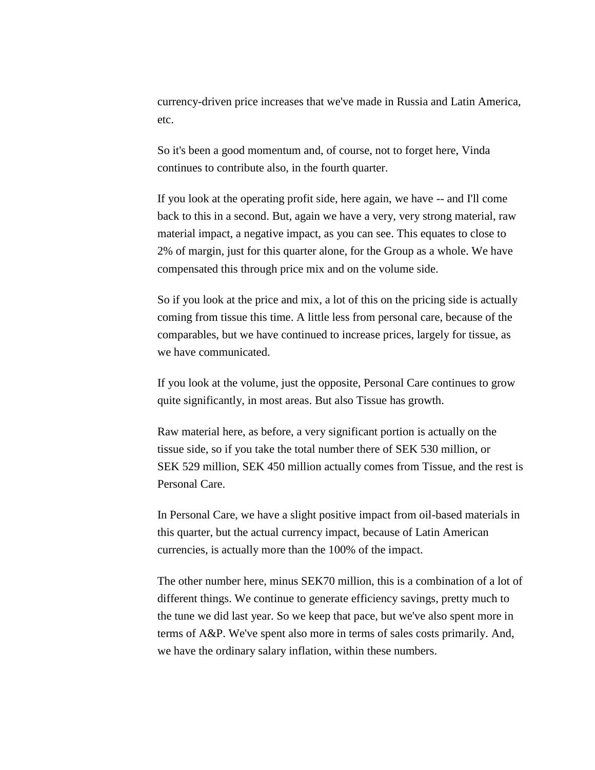currency-driven price increases that we've made in Russia and Latin America, etc.

So it's been a good momentum and, of course, not to forget here, Vinda continues to contribute also, in the fourth quarter.

If you look at the operating profit side, here again, we have -- and I'll come back to this in a second. But, again we have a very, very strong material, raw material impact, a negative impact, as you can see. This equates to close to 2% of margin, just for this quarter alone, for the Group as a whole. We have compensated this through price mix and on the volume side.

So if you look at the price and mix, a lot of this on the pricing side is actually coming from tissue this time. A little less from personal care, because of the comparables, but we have continued to increase prices, largely for tissue, as we have communicated.

If you look at the volume, just the opposite, Personal Care continues to grow quite significantly, in most areas. But also Tissue has growth.

Raw material here, as before, a very significant portion is actually on the tissue side, so if you take the total number there of SEK 530 million, or SEK 529 million, SEK 450 million actually comes from Tissue, and the rest is Personal Care.

In Personal Care, we have a slight positive impact from oil-based materials in this quarter, but the actual currency impact, because of Latin American currencies, is actually more than the 100% of the impact.

The other number here, minus SEK70 million, this is a combination of a lot of different things. We continue to generate efficiency savings, pretty much to the tune we did last year. So we keep that pace, but we've also spent more in terms of A&P. We've spent also more in terms of sales costs primarily. And, we have the ordinary salary inflation, within these numbers.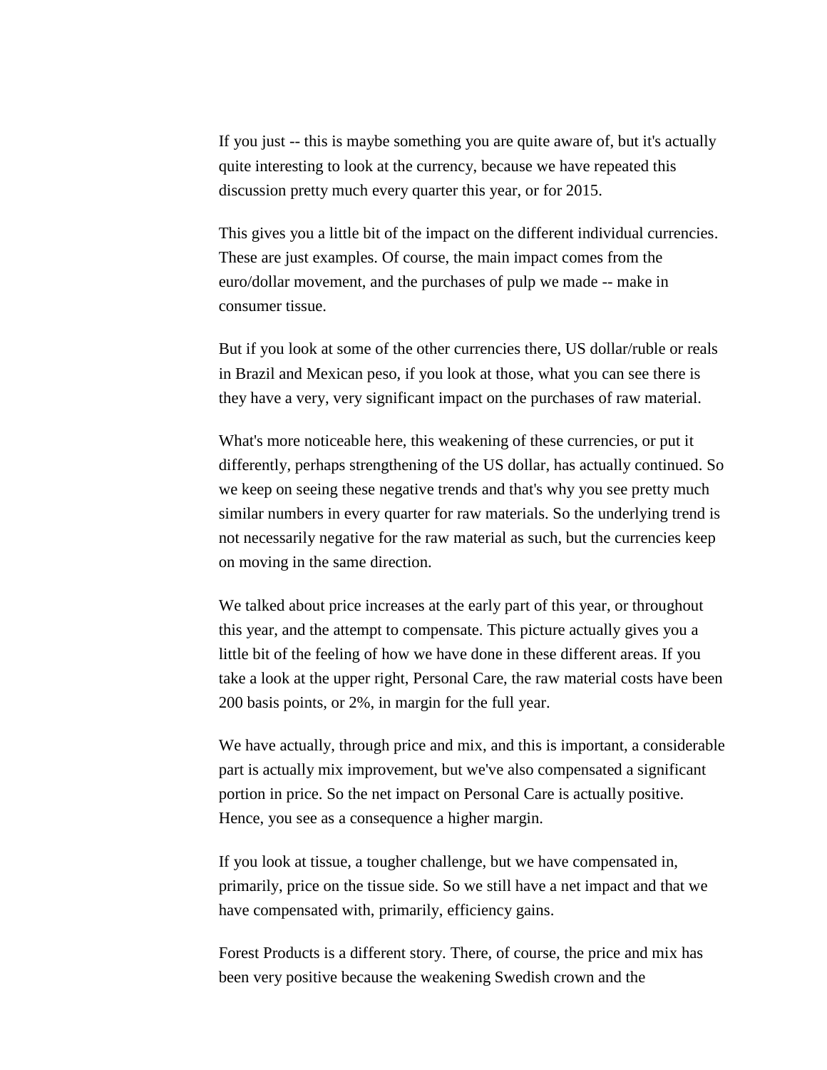If you just -- this is maybe something you are quite aware of, but it's actually quite interesting to look at the currency, because we have repeated this discussion pretty much every quarter this year, or for 2015.

This gives you a little bit of the impact on the different individual currencies. These are just examples. Of course, the main impact comes from the euro/dollar movement, and the purchases of pulp we made -- make in consumer tissue.

But if you look at some of the other currencies there, US dollar/ruble or reals in Brazil and Mexican peso, if you look at those, what you can see there is they have a very, very significant impact on the purchases of raw material.

What's more noticeable here, this weakening of these currencies, or put it differently, perhaps strengthening of the US dollar, has actually continued. So we keep on seeing these negative trends and that's why you see pretty much similar numbers in every quarter for raw materials. So the underlying trend is not necessarily negative for the raw material as such, but the currencies keep on moving in the same direction.

We talked about price increases at the early part of this year, or throughout this year, and the attempt to compensate. This picture actually gives you a little bit of the feeling of how we have done in these different areas. If you take a look at the upper right, Personal Care, the raw material costs have been 200 basis points, or 2%, in margin for the full year.

We have actually, through price and mix, and this is important, a considerable part is actually mix improvement, but we've also compensated a significant portion in price. So the net impact on Personal Care is actually positive. Hence, you see as a consequence a higher margin.

If you look at tissue, a tougher challenge, but we have compensated in, primarily, price on the tissue side. So we still have a net impact and that we have compensated with, primarily, efficiency gains.

Forest Products is a different story. There, of course, the price and mix has been very positive because the weakening Swedish crown and the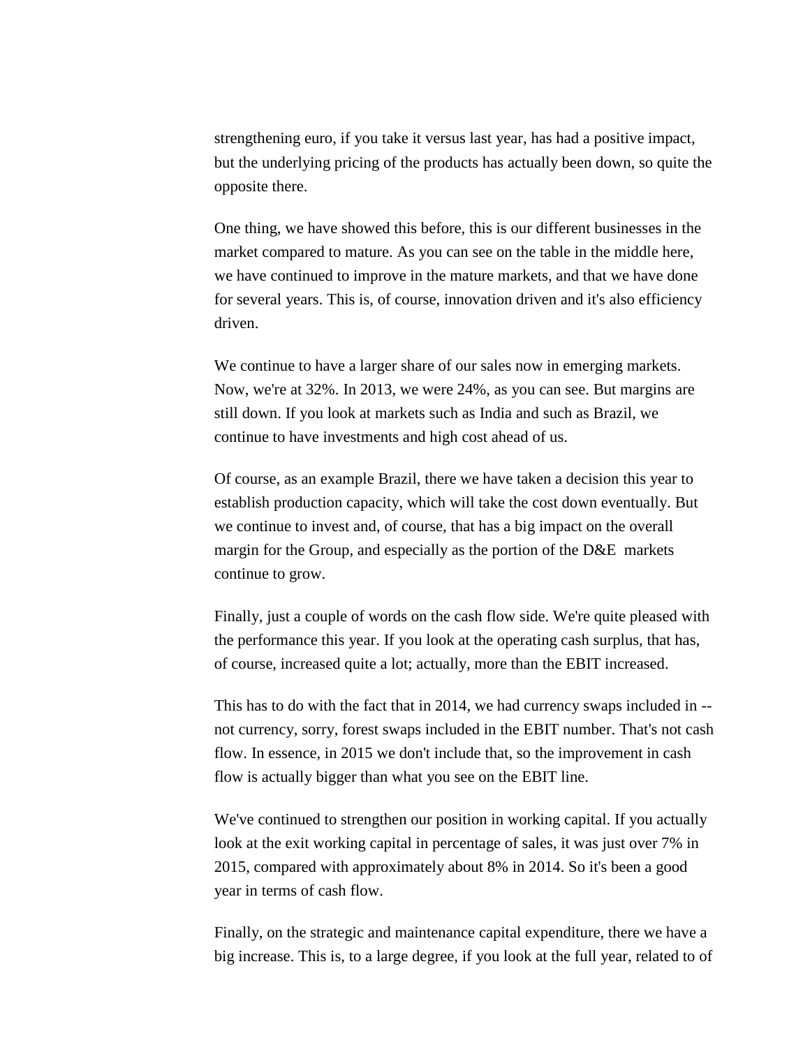strengthening euro, if you take it versus last year, has had a positive impact, but the underlying pricing of the products has actually been down, so quite the opposite there.

One thing, we have showed this before, this is our different businesses in the market compared to mature. As you can see on the table in the middle here, we have continued to improve in the mature markets, and that we have done for several years. This is, of course, innovation driven and it's also efficiency driven.

We continue to have a larger share of our sales now in emerging markets. Now, we're at 32%. In 2013, we were 24%, as you can see. But margins are still down. If you look at markets such as India and such as Brazil, we continue to have investments and high cost ahead of us.

Of course, as an example Brazil, there we have taken a decision this year to establish production capacity, which will take the cost down eventually. But we continue to invest and, of course, that has a big impact on the overall margin for the Group, and especially as the portion of the D&E markets continue to grow.

Finally, just a couple of words on the cash flow side. We're quite pleased with the performance this year. If you look at the operating cash surplus, that has, of course, increased quite a lot; actually, more than the EBIT increased.

This has to do with the fact that in 2014, we had currency swaps included in -- not currency, sorry, forest swaps included in the EBIT number. That's not cash flow. In essence, in 2015 we don't include that, so the improvement in cash flow is actually bigger than what you see on the EBIT line.

We've continued to strengthen our position in working capital. If you actually look at the exit working capital in percentage of sales, it was just over 7% in 2015, compared with approximately about 8% in 2014. So it's been a good year in terms of cash flow.

Finally, on the strategic and maintenance capital expenditure, there we have a big increase. This is, to a large degree, if you look at the full year, related to of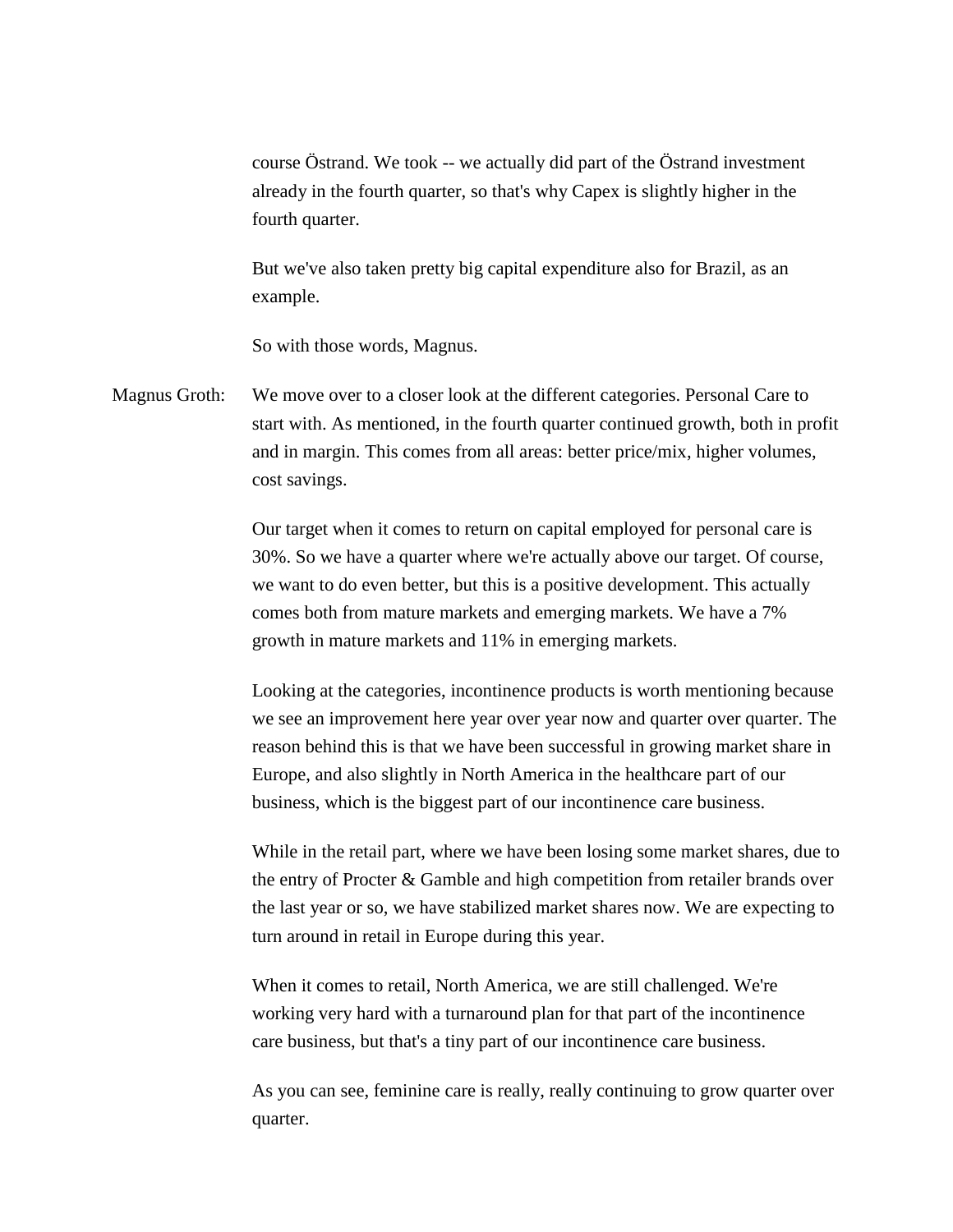course Östrand. We took -- we actually did part of the Östrand investment already in the fourth quarter, so that's why Capex is slightly higher in the fourth quarter.

But we've also taken pretty big capital expenditure also for Brazil, as an example.

So with those words, Magnus.

Magnus Groth: We move over to a closer look at the different categories. Personal Care to start with. As mentioned, in the fourth quarter continued growth, both in profit and in margin. This comes from all areas: better price/mix, higher volumes, cost savings.

Our target when it comes to return on capital employed for personal care is 30%. So we have a quarter where we're actually above our target. Of course, we want to do even better, but this is a positive development. This actually comes both from mature markets and emerging markets. We have a 7% growth in mature markets and 11% in emerging markets.

Looking at the categories, incontinence products is worth mentioning because we see an improvement here year over year now and quarter over quarter. The reason behind this is that we have been successful in growing market share in Europe, and also slightly in North America in the healthcare part of our business, which is the biggest part of our incontinence care business.

While in the retail part, where we have been losing some market shares, due to the entry of Procter & Gamble and high competition from retailer brands over the last year or so, we have stabilized market shares now. We are expecting to turn around in retail in Europe during this year.

When it comes to retail, North America, we are still challenged. We're working very hard with a turnaround plan for that part of the incontinence care business, but that's a tiny part of our incontinence care business.

As you can see, feminine care is really, really continuing to grow quarter over quarter.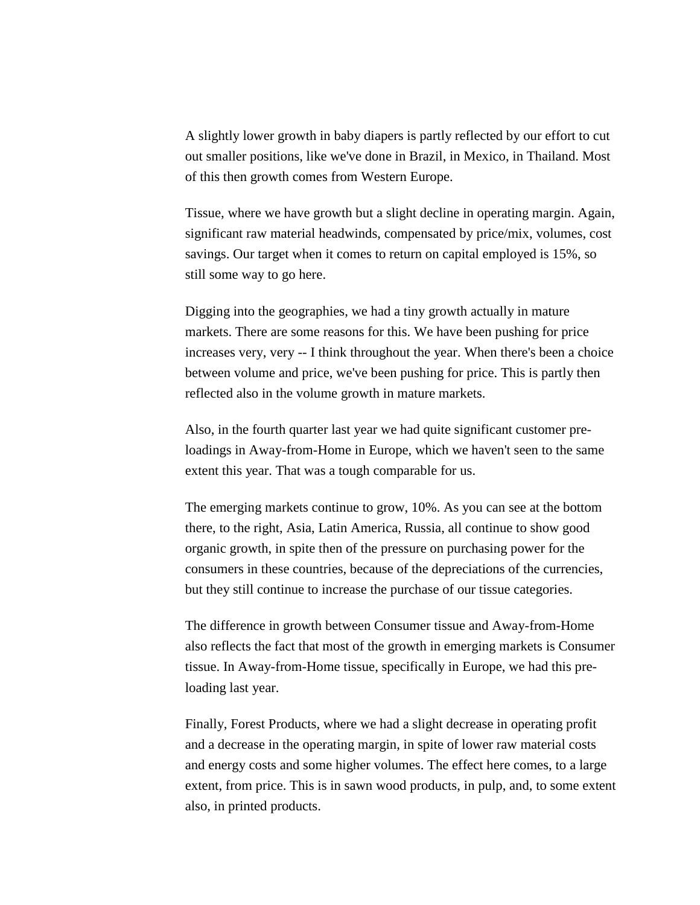A slightly lower growth in baby diapers is partly reflected by our effort to cut out smaller positions, like we've done in Brazil, in Mexico, in Thailand. Most of this then growth comes from Western Europe.

Tissue, where we have growth but a slight decline in operating margin. Again, significant raw material headwinds, compensated by price/mix, volumes, cost savings. Our target when it comes to return on capital employed is 15%, so still some way to go here.

Digging into the geographies, we had a tiny growth actually in mature markets. There are some reasons for this. We have been pushing for price increases very, very -- I think throughout the year. When there's been a choice between volume and price, we've been pushing for price. This is partly then reflected also in the volume growth in mature markets.

Also, in the fourth quarter last year we had quite significant customer pre-loadings in Away-from-Home in Europe, which we haven't seen to the same extent this year. That was a tough comparable for us.

The emerging markets continue to grow, 10%. As you can see at the bottom there, to the right, Asia, Latin America, Russia, all continue to show good organic growth, in spite then of the pressure on purchasing power for the consumers in these countries, because of the depreciations of the currencies, but they still continue to increase the purchase of our tissue categories.

The difference in growth between Consumer tissue and Away-from-Home also reflects the fact that most of the growth in emerging markets is Consumer tissue. In Away-from-Home tissue, specifically in Europe, we had this pre-loading last year.

Finally, Forest Products, where we had a slight decrease in operating profit and a decrease in the operating margin, in spite of lower raw material costs and energy costs and some higher volumes. The effect here comes, to a large extent, from price. This is in sawn wood products, in pulp, and, to some extent also, in printed products.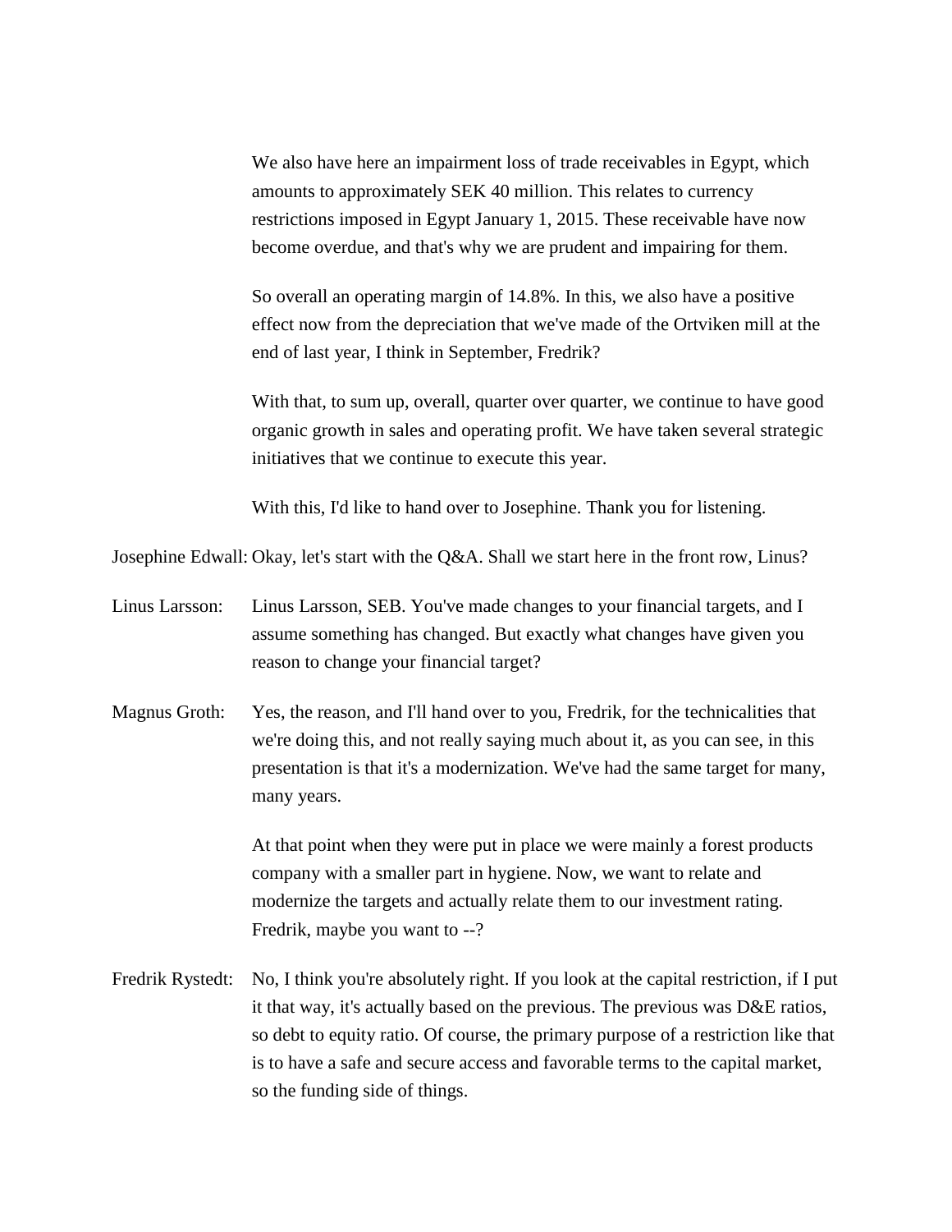We also have here an impairment loss of trade receivables in Egypt, which amounts to approximately SEK 40 million. This relates to currency restrictions imposed in Egypt January 1, 2015. These receivable have now become overdue, and that's why we are prudent and impairing for them.

So overall an operating margin of 14.8%. In this, we also have a positive effect now from the depreciation that we've made of the Ortviken mill at the end of last year, I think in September, Fredrik?

With that, to sum up, overall, quarter over quarter, we continue to have good organic growth in sales and operating profit. We have taken several strategic initiatives that we continue to execute this year.

With this, I'd like to hand over to Josephine. Thank you for listening.

Josephine Edwall: Okay, let's start with the Q&A. Shall we start here in the front row, Linus?

Linus Larsson: Linus Larsson, SEB. You've made changes to your financial targets, and I assume something has changed. But exactly what changes have given you reason to change your financial target?

Magnus Groth: Yes, the reason, and I'll hand over to you, Fredrik, for the technicalities that we're doing this, and not really saying much about it, as you can see, in this presentation is that it's a modernization. We've had the same target for many, many years.

At that point when they were put in place we were mainly a forest products company with a smaller part in hygiene. Now, we want to relate and modernize the targets and actually relate them to our investment rating. Fredrik, maybe you want to --?

Fredrik Rystedt: No, I think you're absolutely right. If you look at the capital restriction, if I put it that way, it's actually based on the previous. The previous was D&E ratios, so debt to equity ratio. Of course, the primary purpose of a restriction like that is to have a safe and secure access and favorable terms to the capital market, so the funding side of things.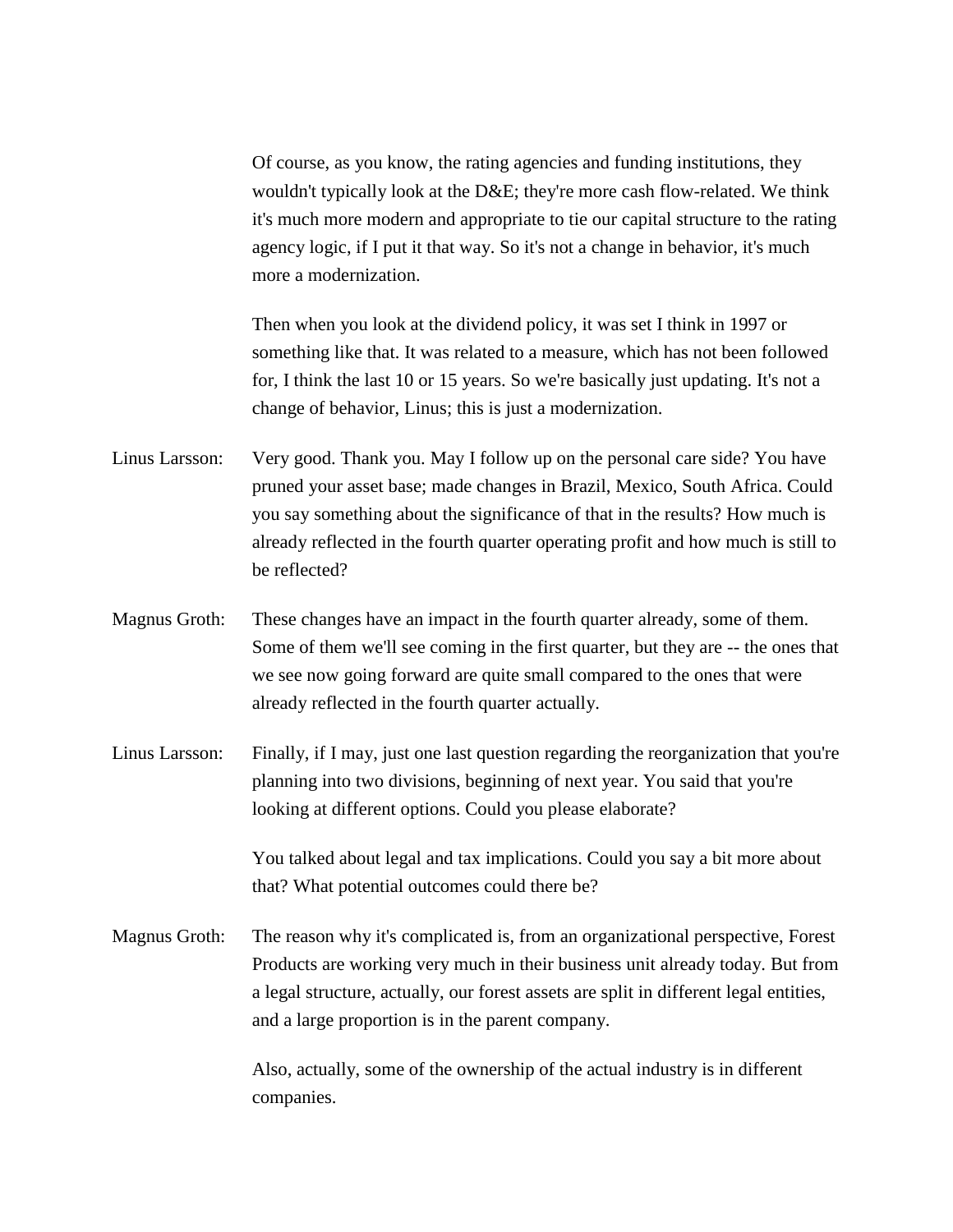Of course, as you know, the rating agencies and funding institutions, they wouldn't typically look at the D&E; they're more cash flow-related. We think it's much more modern and appropriate to tie our capital structure to the rating agency logic, if I put it that way. So it's not a change in behavior, it's much more a modernization.

Then when you look at the dividend policy, it was set I think in 1997 or something like that. It was related to a measure, which has not been followed for, I think the last 10 or 15 years. So we're basically just updating. It's not a change of behavior, Linus; this is just a modernization.

Linus Larsson: Very good. Thank you. May I follow up on the personal care side? You have pruned your asset base; made changes in Brazil, Mexico, South Africa. Could you say something about the significance of that in the results? How much is already reflected in the fourth quarter operating profit and how much is still to be reflected?

Magnus Groth: These changes have an impact in the fourth quarter already, some of them. Some of them we'll see coming in the first quarter, but they are -- the ones that we see now going forward are quite small compared to the ones that were already reflected in the fourth quarter actually.

Linus Larsson: Finally, if I may, just one last question regarding the reorganization that you're planning into two divisions, beginning of next year. You said that you're looking at different options. Could you please elaborate?

You talked about legal and tax implications. Could you say a bit more about that? What potential outcomes could there be?

Magnus Groth: The reason why it's complicated is, from an organizational perspective, Forest Products are working very much in their business unit already today. But from a legal structure, actually, our forest assets are split in different legal entities, and a large proportion is in the parent company.

Also, actually, some of the ownership of the actual industry is in different companies.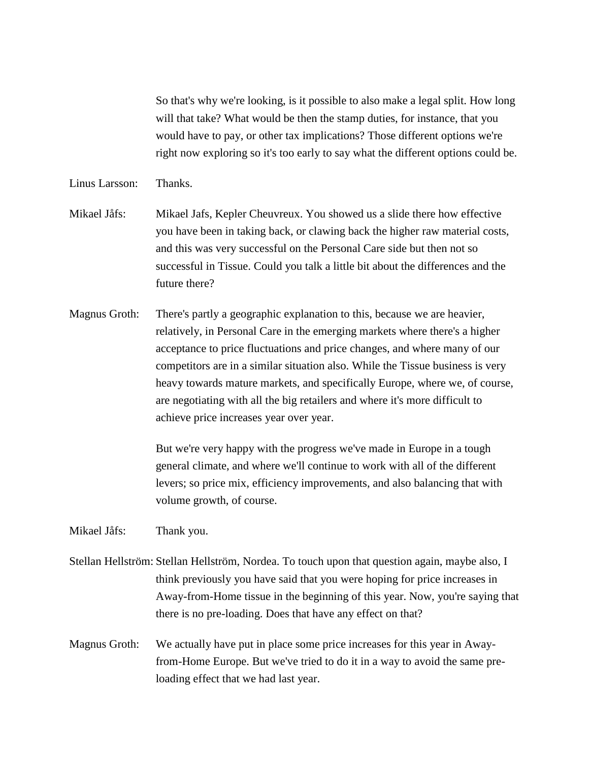So that's why we're looking, is it possible to also make a legal split. How long will that take? What would be then the stamp duties, for instance, that you would have to pay, or other tax implications? Those different options we're right now exploring so it's too early to say what the different options could be.

Linus Larsson: Thanks.

Mikael Jåfs: Mikael Jafs, Kepler Cheuvreux. You showed us a slide there how effective you have been in taking back, or clawing back the higher raw material costs, and this was very successful on the Personal Care side but then not so successful in Tissue. Could you talk a little bit about the differences and the future there?

Magnus Groth: There's partly a geographic explanation to this, because we are heavier, relatively, in Personal Care in the emerging markets where there's a higher acceptance to price fluctuations and price changes, and where many of our competitors are in a similar situation also. While the Tissue business is very heavy towards mature markets, and specifically Europe, where we, of course, are negotiating with all the big retailers and where it's more difficult to achieve price increases year over year.

But we're very happy with the progress we've made in Europe in a tough general climate, and where we'll continue to work with all of the different levers; so price mix, efficiency improvements, and also balancing that with volume growth, of course.

Mikael Jåfs: Thank you.

Stellan Hellström: Stellan Hellström, Nordea. To touch upon that question again, maybe also, I think previously you have said that you were hoping for price increases in Away-from-Home tissue in the beginning of this year. Now, you're saying that there is no pre-loading. Does that have any effect on that?

Magnus Groth: We actually have put in place some price increases for this year in Away-from-Home Europe. But we've tried to do it in a way to avoid the same pre-loading effect that we had last year.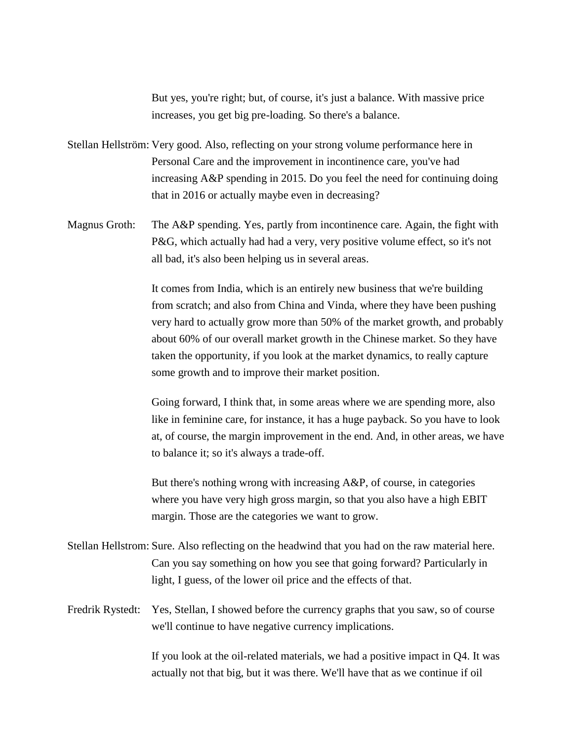But yes, you're right; but, of course, it's just a balance. With massive price increases, you get big pre-loading. So there's a balance.

Stellan Hellström: Very good. Also, reflecting on your strong volume performance here in Personal Care and the improvement in incontinence care, you've had increasing A&P spending in 2015. Do you feel the need for continuing doing that in 2016 or actually maybe even in decreasing?

Magnus Groth: The A&P spending. Yes, partly from incontinence care. Again, the fight with P&G, which actually had had a very, very positive volume effect, so it's not all bad, it's also been helping us in several areas.

It comes from India, which is an entirely new business that we're building from scratch; and also from China and Vinda, where they have been pushing very hard to actually grow more than 50% of the market growth, and probably about 60% of our overall market growth in the Chinese market. So they have taken the opportunity, if you look at the market dynamics, to really capture some growth and to improve their market position.

Going forward, I think that, in some areas where we are spending more, also like in feminine care, for instance, it has a huge payback. So you have to look at, of course, the margin improvement in the end. And, in other areas, we have to balance it; so it's always a trade-off.

But there's nothing wrong with increasing A&P, of course, in categories where you have very high gross margin, so that you also have a high EBIT margin. Those are the categories we want to grow.

Stellan Hellstrom: Sure. Also reflecting on the headwind that you had on the raw material here. Can you say something on how you see that going forward? Particularly in light, I guess, of the lower oil price and the effects of that.

Fredrik Rystedt: Yes, Stellan, I showed before the currency graphs that you saw, so of course we'll continue to have negative currency implications.

If you look at the oil-related materials, we had a positive impact in Q4. It was actually not that big, but it was there. We'll have that as we continue if oil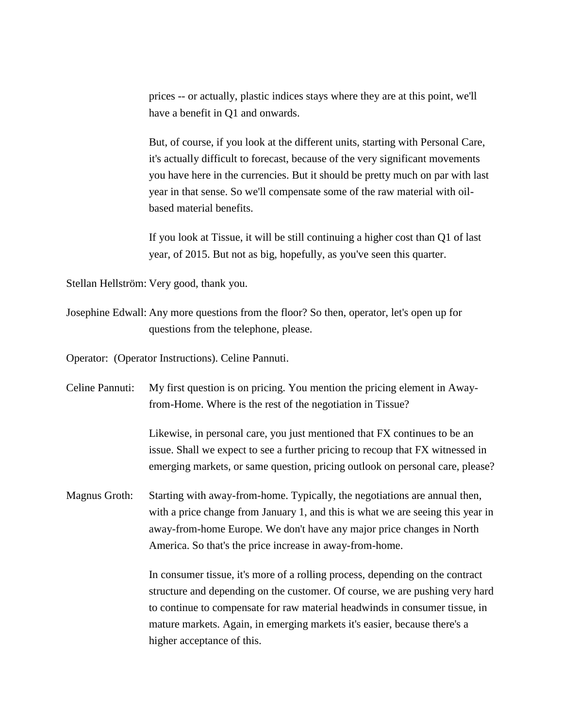prices -- or actually, plastic indices stays where they are at this point, we'll have a benefit in Q1 and onwards.

But, of course, if you look at the different units, starting with Personal Care, it's actually difficult to forecast, because of the very significant movements you have here in the currencies. But it should be pretty much on par with last year in that sense. So we'll compensate some of the raw material with oil-based material benefits.

If you look at Tissue, it will be still continuing a higher cost than Q1 of last year, of 2015. But not as big, hopefully, as you've seen this quarter.

Stellan Hellström: Very good, thank you.

Josephine Edwall: Any more questions from the floor? So then, operator, let's open up for questions from the telephone, please.

Operator: (Operator Instructions). Celine Pannuti.

Celine Pannuti: My first question is on pricing. You mention the pricing element in Away-from-Home. Where is the rest of the negotiation in Tissue?

Likewise, in personal care, you just mentioned that FX continues to be an issue. Shall we expect to see a further pricing to recoup that FX witnessed in emerging markets, or same question, pricing outlook on personal care, please?

Magnus Groth: Starting with away-from-home. Typically, the negotiations are annual then, with a price change from January 1, and this is what we are seeing this year in away-from-home Europe. We don't have any major price changes in North America. So that's the price increase in away-from-home.

In consumer tissue, it's more of a rolling process, depending on the contract structure and depending on the customer. Of course, we are pushing very hard to continue to compensate for raw material headwinds in consumer tissue, in mature markets. Again, in emerging markets it's easier, because there's a higher acceptance of this.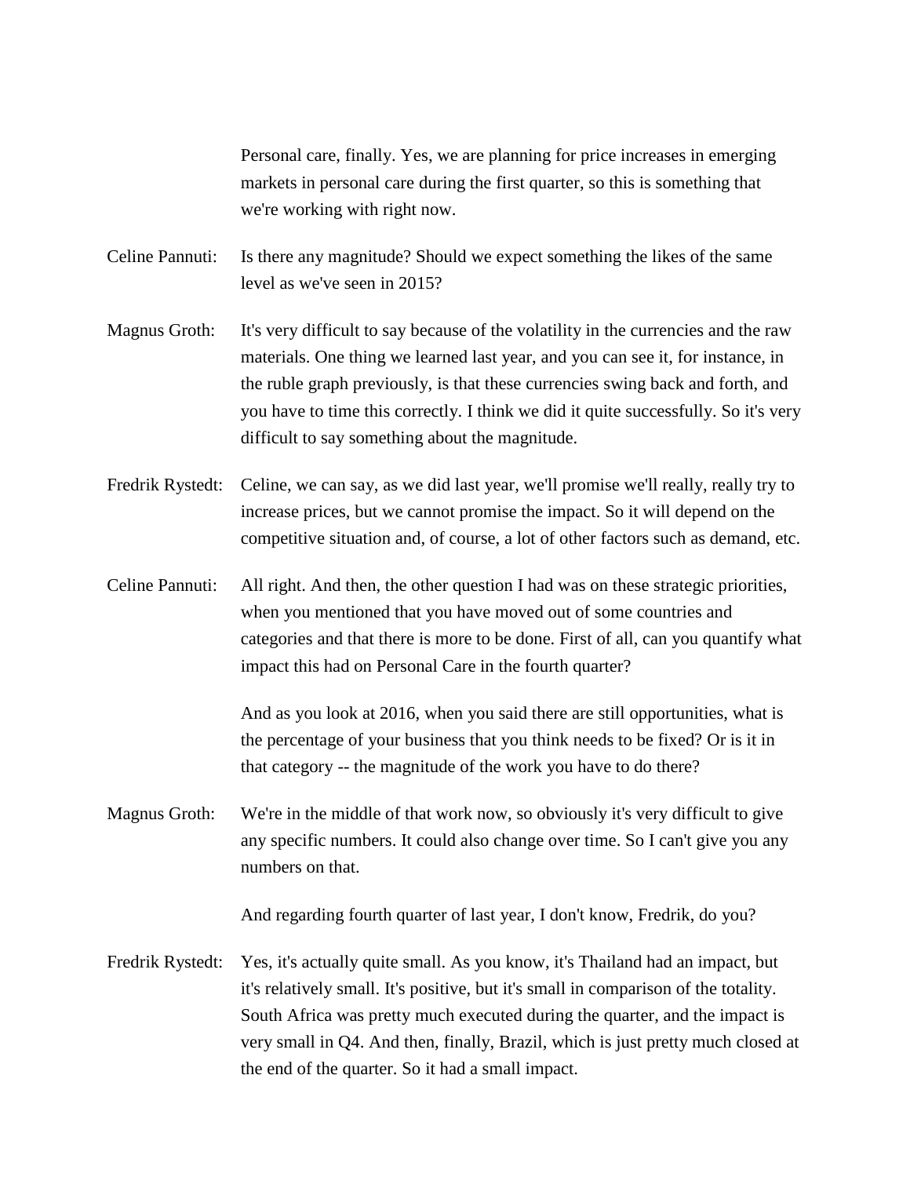Personal care, finally. Yes, we are planning for price increases in emerging markets in personal care during the first quarter, so this is something that we're working with right now.

Celine Pannuti: Is there any magnitude? Should we expect something the likes of the same level as we've seen in 2015?

Magnus Groth: It's very difficult to say because of the volatility in the currencies and the raw materials. One thing we learned last year, and you can see it, for instance, in the ruble graph previously, is that these currencies swing back and forth, and you have to time this correctly. I think we did it quite successfully. So it's very difficult to say something about the magnitude.

Fredrik Rystedt: Celine, we can say, as we did last year, we'll promise we'll really, really try to increase prices, but we cannot promise the impact. So it will depend on the competitive situation and, of course, a lot of other factors such as demand, etc.

Celine Pannuti: All right. And then, the other question I had was on these strategic priorities, when you mentioned that you have moved out of some countries and categories and that there is more to be done. First of all, can you quantify what impact this had on Personal Care in the fourth quarter?

And as you look at 2016, when you said there are still opportunities, what is the percentage of your business that you think needs to be fixed? Or is it in that category -- the magnitude of the work you have to do there?

Magnus Groth: We're in the middle of that work now, so obviously it's very difficult to give any specific numbers. It could also change over time. So I can't give you any numbers on that.

And regarding fourth quarter of last year, I don't know, Fredrik, do you?

Fredrik Rystedt: Yes, it's actually quite small. As you know, it's Thailand had an impact, but it's relatively small. It's positive, but it's small in comparison of the totality. South Africa was pretty much executed during the quarter, and the impact is very small in Q4. And then, finally, Brazil, which is just pretty much closed at the end of the quarter. So it had a small impact.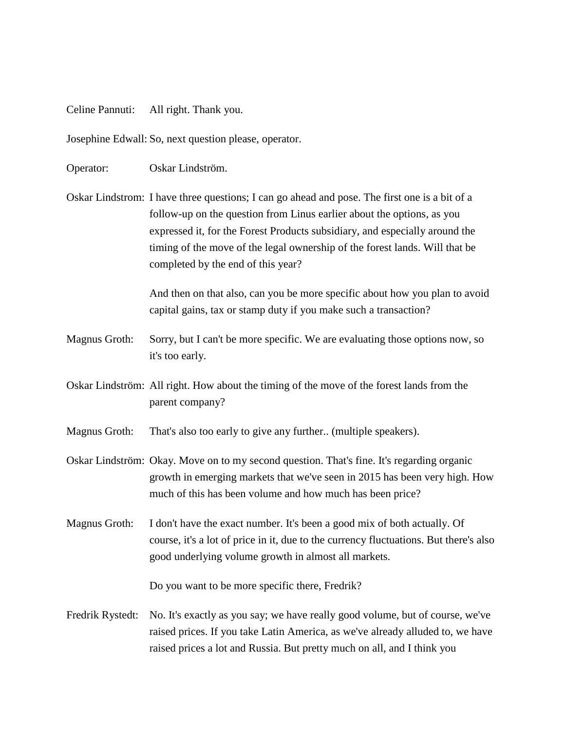Celine Pannuti: All right. Thank you.

Josephine Edwall: So, next question please, operator.

Operator: Oskar Lindström.

Oskar Lindstrom: I have three questions; I can go ahead and pose. The first one is a bit of a follow-up on the question from Linus earlier about the options, as you expressed it, for the Forest Products subsidiary, and especially around the timing of the move of the legal ownership of the forest lands. Will that be completed by the end of this year?

And then on that also, can you be more specific about how you plan to avoid capital gains, tax or stamp duty if you make such a transaction?

Magnus Groth: Sorry, but I can't be more specific. We are evaluating those options now, so it's too early.

Oskar Lindström: All right. How about the timing of the move of the forest lands from the parent company?

Magnus Groth: That's also too early to give any further.. (multiple speakers).

Oskar Lindström: Okay. Move on to my second question. That's fine. It's regarding organic growth in emerging markets that we've seen in 2015 has been very high. How much of this has been volume and how much has been price?

Magnus Groth: I don't have the exact number. It's been a good mix of both actually. Of course, it's a lot of price in it, due to the currency fluctuations. But there's also good underlying volume growth in almost all markets.

Do you want to be more specific there, Fredrik?

Fredrik Rystedt: No. It's exactly as you say; we have really good volume, but of course, we've raised prices. If you take Latin America, as we've already alluded to, we have raised prices a lot and Russia. But pretty much on all, and I think you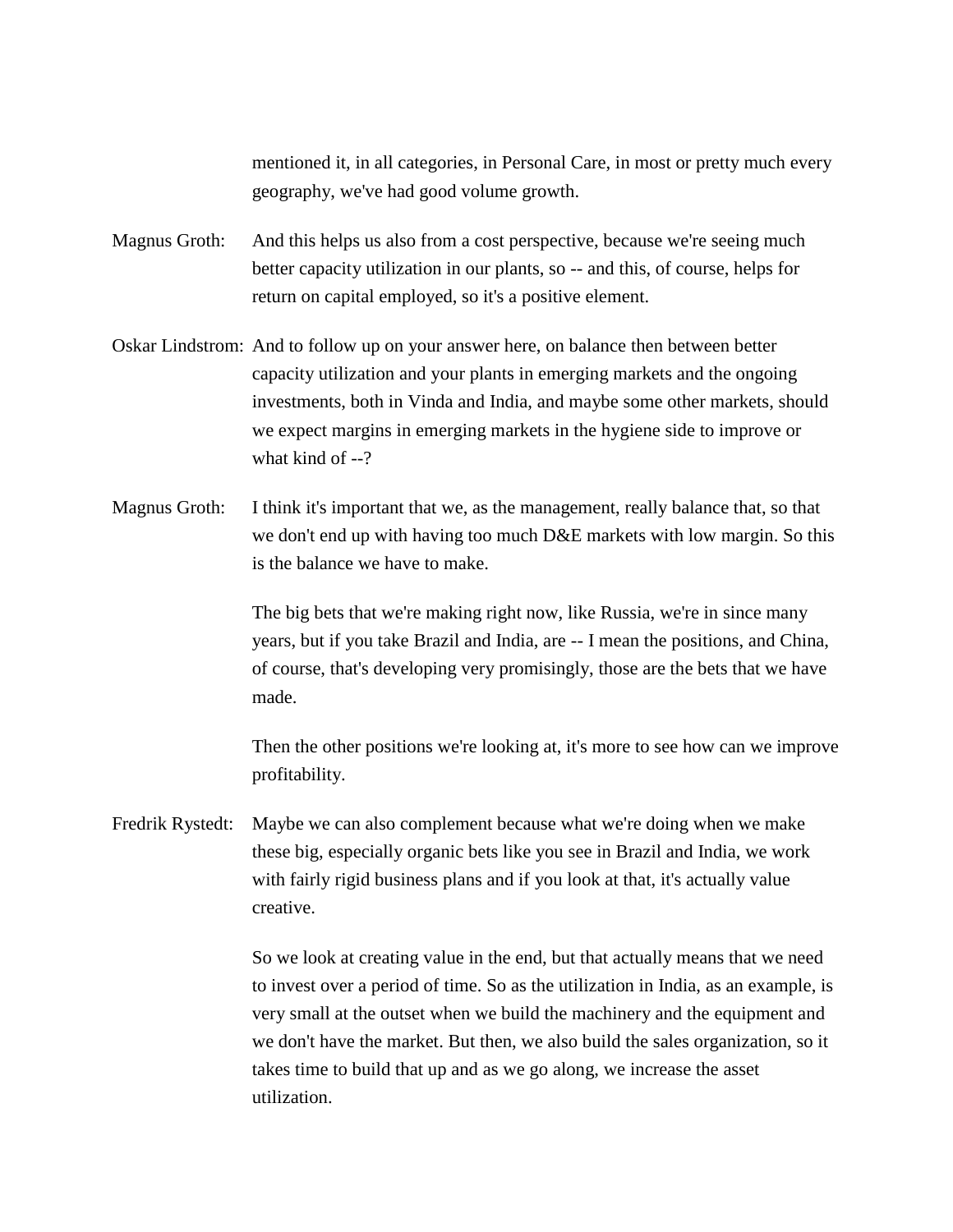mentioned it, in all categories, in Personal Care, in most or pretty much every geography, we've had good volume growth.

Magnus Groth: And this helps us also from a cost perspective, because we're seeing much better capacity utilization in our plants, so -- and this, of course, helps for return on capital employed, so it's a positive element.

Oskar Lindstrom: And to follow up on your answer here, on balance then between better capacity utilization and your plants in emerging markets and the ongoing investments, both in Vinda and India, and maybe some other markets, should we expect margins in emerging markets in the hygiene side to improve or what kind of --?

Magnus Groth: I think it's important that we, as the management, really balance that, so that we don't end up with having too much D&E markets with low margin. So this is the balance we have to make.

The big bets that we're making right now, like Russia, we're in since many years, but if you take Brazil and India, are -- I mean the positions, and China, of course, that's developing very promisingly, those are the bets that we have made.

Then the other positions we're looking at, it's more to see how can we improve profitability.

Fredrik Rystedt: Maybe we can also complement because what we're doing when we make these big, especially organic bets like you see in Brazil and India, we work with fairly rigid business plans and if you look at that, it's actually value creative.

So we look at creating value in the end, but that actually means that we need to invest over a period of time. So as the utilization in India, as an example, is very small at the outset when we build the machinery and the equipment and we don't have the market. But then, we also build the sales organization, so it takes time to build that up and as we go along, we increase the asset utilization.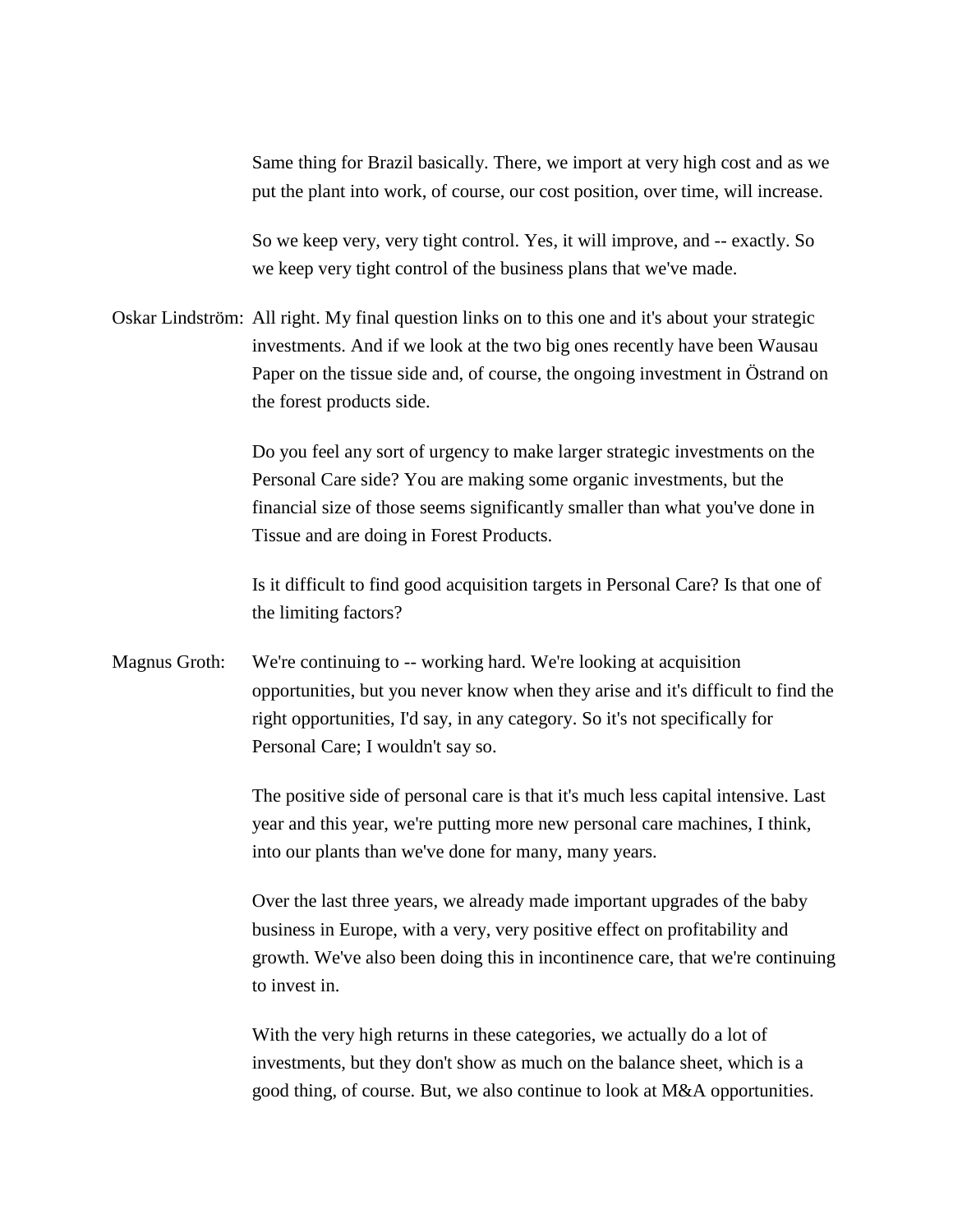Same thing for Brazil basically. There, we import at very high cost and as we put the plant into work, of course, our cost position, over time, will increase.

So we keep very, very tight control. Yes, it will improve, and -- exactly. So we keep very tight control of the business plans that we've made.

Oskar Lindström: All right. My final question links on to this one and it's about your strategic investments. And if we look at the two big ones recently have been Wausau Paper on the tissue side and, of course, the ongoing investment in Östrand on the forest products side.

Do you feel any sort of urgency to make larger strategic investments on the Personal Care side? You are making some organic investments, but the financial size of those seems significantly smaller than what you've done in Tissue and are doing in Forest Products.

Is it difficult to find good acquisition targets in Personal Care? Is that one of the limiting factors?

Magnus Groth: We're continuing to -- working hard. We're looking at acquisition opportunities, but you never know when they arise and it's difficult to find the right opportunities, I'd say, in any category. So it's not specifically for Personal Care; I wouldn't say so.

The positive side of personal care is that it's much less capital intensive. Last year and this year, we're putting more new personal care machines, I think, into our plants than we've done for many, many years.

Over the last three years, we already made important upgrades of the baby business in Europe, with a very, very positive effect on profitability and growth. We've also been doing this in incontinence care, that we're continuing to invest in.

With the very high returns in these categories, we actually do a lot of investments, but they don't show as much on the balance sheet, which is a good thing, of course. But, we also continue to look at M&A opportunities.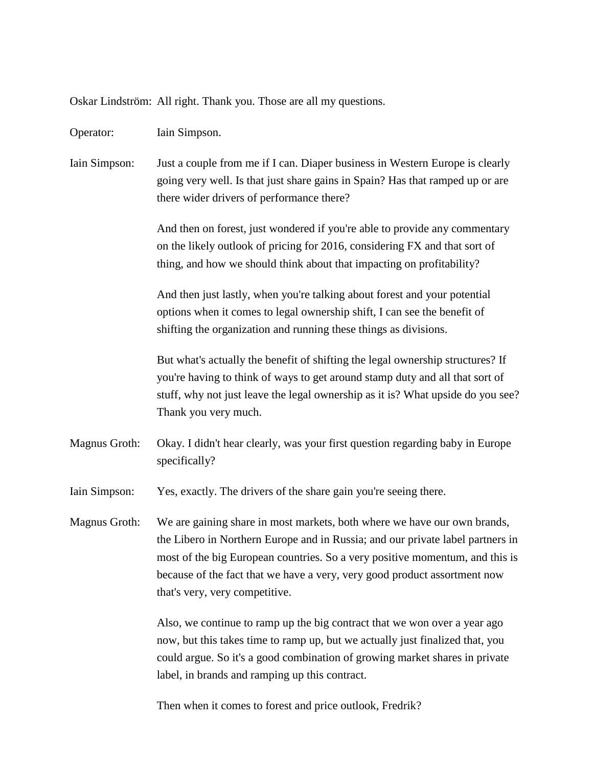Oskar Lindström: All right. Thank you. Those are all my questions.

Operator: Iain Simpson.

Iain Simpson: Just a couple from me if I can. Diaper business in Western Europe is clearly going very well. Is that just share gains in Spain? Has that ramped up or are there wider drivers of performance there?

And then on forest, just wondered if you're able to provide any commentary on the likely outlook of pricing for 2016, considering FX and that sort of thing, and how we should think about that impacting on profitability?

And then just lastly, when you're talking about forest and your potential options when it comes to legal ownership shift, I can see the benefit of shifting the organization and running these things as divisions.

But what's actually the benefit of shifting the legal ownership structures? If you're having to think of ways to get around stamp duty and all that sort of stuff, why not just leave the legal ownership as it is? What upside do you see? Thank you very much.

Magnus Groth: Okay. I didn't hear clearly, was your first question regarding baby in Europe specifically?

Iain Simpson: Yes, exactly. The drivers of the share gain you're seeing there.

Magnus Groth: We are gaining share in most markets, both where we have our own brands, the Libero in Northern Europe and in Russia; and our private label partners in most of the big European countries. So a very positive momentum, and this is because of the fact that we have a very, very good product assortment now that's very, very competitive.

Also, we continue to ramp up the big contract that we won over a year ago now, but this takes time to ramp up, but we actually just finalized that, you could argue. So it's a good combination of growing market shares in private label, in brands and ramping up this contract.

Then when it comes to forest and price outlook, Fredrik?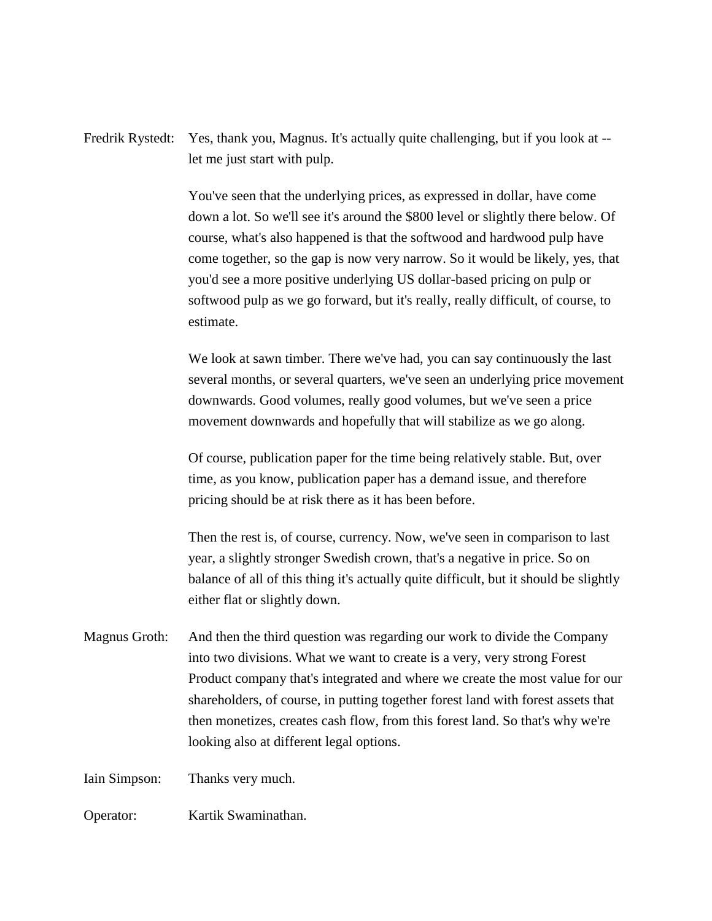Fredrik Rystedt: Yes, thank you, Magnus. It's actually quite challenging, but if you look at -- let me just start with pulp.

You've seen that the underlying prices, as expressed in dollar, have come down a lot. So we'll see it's around the $800 level or slightly there below. Of course, what's also happened is that the softwood and hardwood pulp have come together, so the gap is now very narrow. So it would be likely, yes, that you'd see a more positive underlying US dollar-based pricing on pulp or softwood pulp as we go forward, but it's really, really difficult, of course, to estimate.

We look at sawn timber. There we've had, you can say continuously the last several months, or several quarters, we've seen an underlying price movement downwards. Good volumes, really good volumes, but we've seen a price movement downwards and hopefully that will stabilize as we go along.

Of course, publication paper for the time being relatively stable. But, over time, as you know, publication paper has a demand issue, and therefore pricing should be at risk there as it has been before.

Then the rest is, of course, currency. Now, we've seen in comparison to last year, a slightly stronger Swedish crown, that's a negative in price. So on balance of all of this thing it's actually quite difficult, but it should be slightly either flat or slightly down.

Magnus Groth: And then the third question was regarding our work to divide the Company into two divisions. What we want to create is a very, very strong Forest Product company that's integrated and where we create the most value for our shareholders, of course, in putting together forest land with forest assets that then monetizes, creates cash flow, from this forest land. So that's why we're looking also at different legal options.

Iain Simpson: Thanks very much.

Operator: Kartik Swaminathan.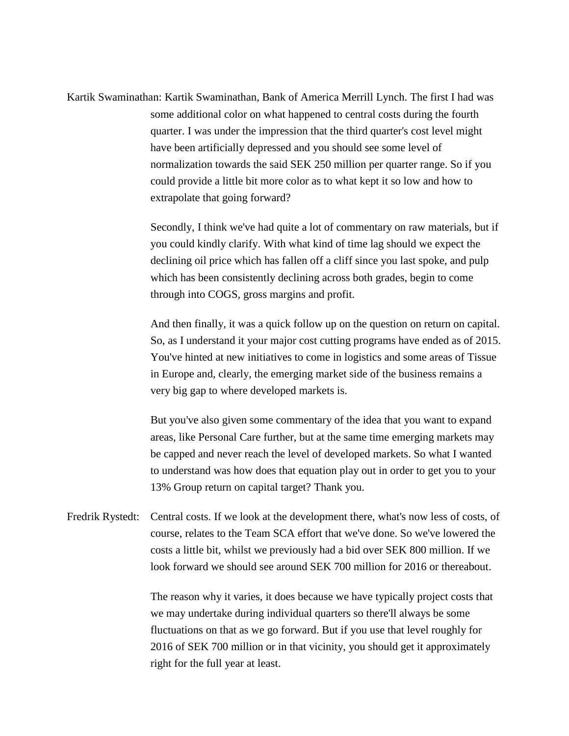Kartik Swaminathan: Kartik Swaminathan, Bank of America Merrill Lynch. The first I had was some additional color on what happened to central costs during the fourth quarter. I was under the impression that the third quarter's cost level might have been artificially depressed and you should see some level of normalization towards the said SEK 250 million per quarter range. So if you could provide a little bit more color as to what kept it so low and how to extrapolate that going forward?

Secondly, I think we've had quite a lot of commentary on raw materials, but if you could kindly clarify. With what kind of time lag should we expect the declining oil price which has fallen off a cliff since you last spoke, and pulp which has been consistently declining across both grades, begin to come through into COGS, gross margins and profit.

And then finally, it was a quick follow up on the question on return on capital. So, as I understand it your major cost cutting programs have ended as of 2015. You've hinted at new initiatives to come in logistics and some areas of Tissue in Europe and, clearly, the emerging market side of the business remains a very big gap to where developed markets is.

But you've also given some commentary of the idea that you want to expand areas, like Personal Care further, but at the same time emerging markets may be capped and never reach the level of developed markets. So what I wanted to understand was how does that equation play out in order to get you to your 13% Group return on capital target? Thank you.

Fredrik Rystedt: Central costs. If we look at the development there, what's now less of costs, of course, relates to the Team SCA effort that we've done. So we've lowered the costs a little bit, whilst we previously had a bid over SEK 800 million. If we look forward we should see around SEK 700 million for 2016 or thereabout.

The reason why it varies, it does because we have typically project costs that we may undertake during individual quarters so there'll always be some fluctuations on that as we go forward. But if you use that level roughly for 2016 of SEK 700 million or in that vicinity, you should get it approximately right for the full year at least.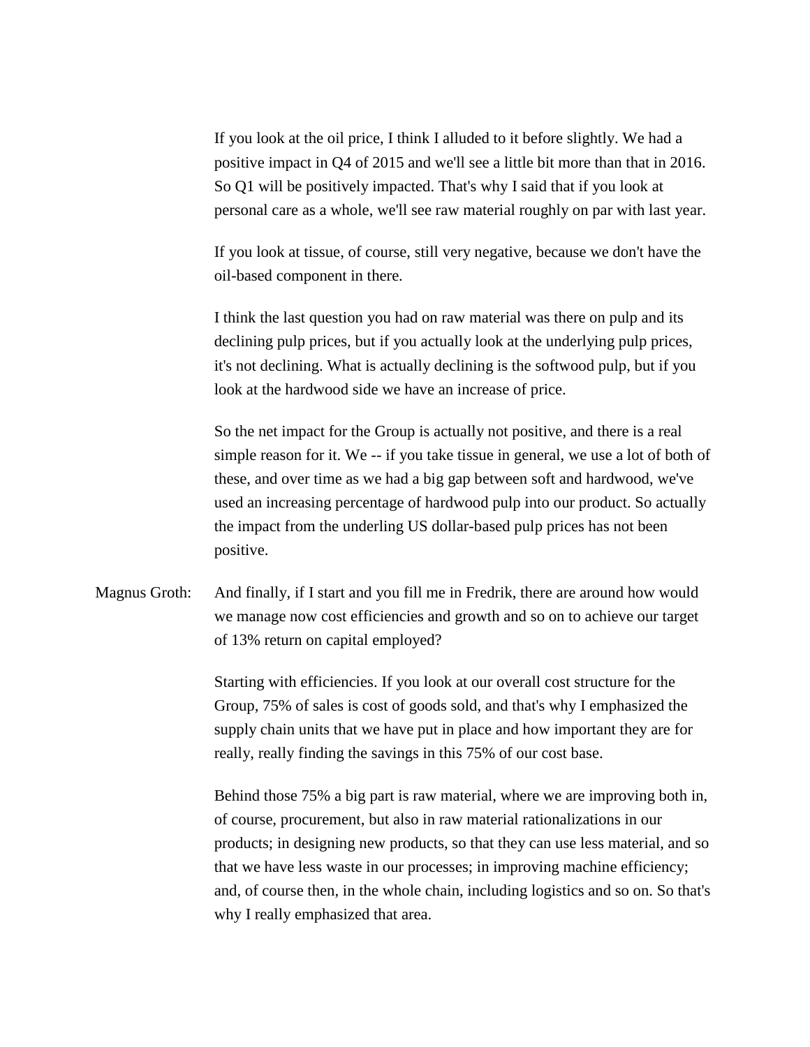If you look at the oil price, I think I alluded to it before slightly. We had a positive impact in Q4 of 2015 and we'll see a little bit more than that in 2016. So Q1 will be positively impacted. That's why I said that if you look at personal care as a whole, we'll see raw material roughly on par with last year.

If you look at tissue, of course, still very negative, because we don't have the oil-based component in there.

I think the last question you had on raw material was there on pulp and its declining pulp prices, but if you actually look at the underlying pulp prices, it's not declining. What is actually declining is the softwood pulp, but if you look at the hardwood side we have an increase of price.

So the net impact for the Group is actually not positive, and there is a real simple reason for it. We -- if you take tissue in general, we use a lot of both of these, and over time as we had a big gap between soft and hardwood, we've used an increasing percentage of hardwood pulp into our product. So actually the impact from the underling US dollar-based pulp prices has not been positive.

Magnus Groth: And finally, if I start and you fill me in Fredrik, there are around how would we manage now cost efficiencies and growth and so on to achieve our target of 13% return on capital employed?

Starting with efficiencies. If you look at our overall cost structure for the Group, 75% of sales is cost of goods sold, and that's why I emphasized the supply chain units that we have put in place and how important they are for really, really finding the savings in this 75% of our cost base.

Behind those 75% a big part is raw material, where we are improving both in, of course, procurement, but also in raw material rationalizations in our products; in designing new products, so that they can use less material, and so that we have less waste in our processes; in improving machine efficiency; and, of course then, in the whole chain, including logistics and so on. So that's why I really emphasized that area.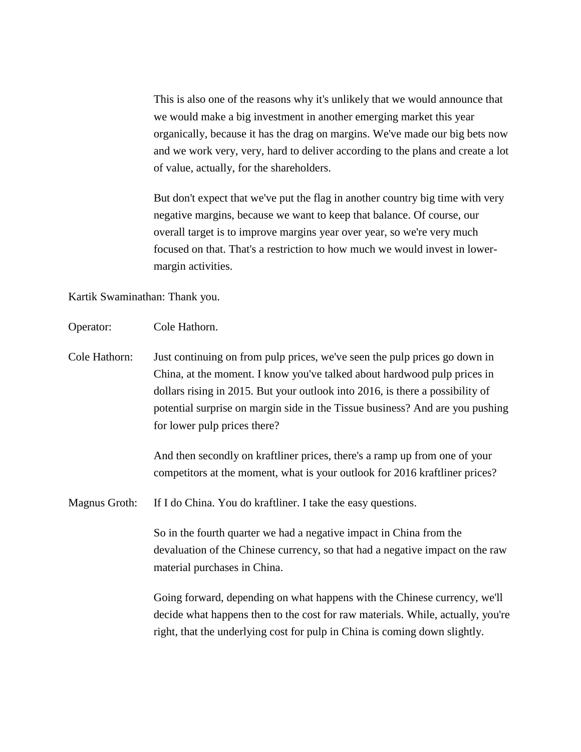This is also one of the reasons why it's unlikely that we would announce that we would make a big investment in another emerging market this year organically, because it has the drag on margins. We've made our big bets now and we work very, very, hard to deliver according to the plans and create a lot of value, actually, for the shareholders.

But don't expect that we've put the flag in another country big time with very negative margins, because we want to keep that balance. Of course, our overall target is to improve margins year over year, so we're very much focused on that. That's a restriction to how much we would invest in lower-margin activities.

Kartik Swaminathan: Thank you.

Operator: Cole Hathorn.

Cole Hathorn: Just continuing on from pulp prices, we've seen the pulp prices go down in China, at the moment. I know you've talked about hardwood pulp prices in dollars rising in 2015. But your outlook into 2016, is there a possibility of potential surprise on margin side in the Tissue business? And are you pushing for lower pulp prices there?

And then secondly on kraftliner prices, there's a ramp up from one of your competitors at the moment, what is your outlook for 2016 kraftliner prices?

Magnus Groth: If I do China. You do kraftliner. I take the easy questions.

So in the fourth quarter we had a negative impact in China from the devaluation of the Chinese currency, so that had a negative impact on the raw material purchases in China.

Going forward, depending on what happens with the Chinese currency, we'll decide what happens then to the cost for raw materials. While, actually, you're right, that the underlying cost for pulp in China is coming down slightly.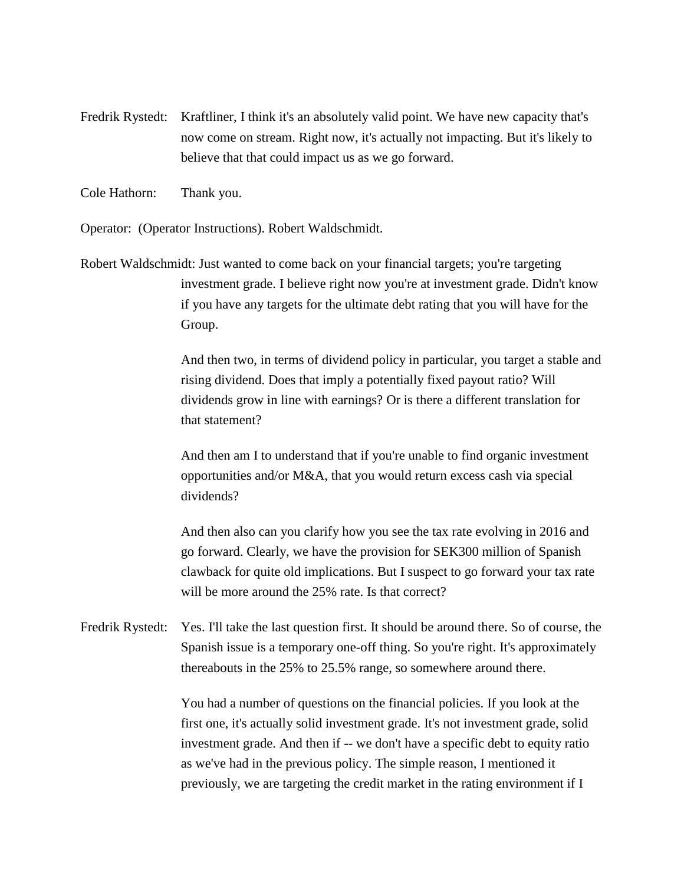Fredrik Rystedt: Kraftliner, I think it's an absolutely valid point. We have new capacity that's now come on stream. Right now, it's actually not impacting. But it's likely to believe that that could impact us as we go forward.

Cole Hathorn: Thank you.

Operator: (Operator Instructions). Robert Waldschmidt.

Robert Waldschmidt: Just wanted to come back on your financial targets; you're targeting investment grade. I believe right now you're at investment grade. Didn't know if you have any targets for the ultimate debt rating that you will have for the Group.

And then two, in terms of dividend policy in particular, you target a stable and rising dividend. Does that imply a potentially fixed payout ratio? Will dividends grow in line with earnings? Or is there a different translation for that statement?

And then am I to understand that if you're unable to find organic investment opportunities and/or M&A, that you would return excess cash via special dividends?

And then also can you clarify how you see the tax rate evolving in 2016 and go forward. Clearly, we have the provision for SEK300 million of Spanish clawback for quite old implications. But I suspect to go forward your tax rate will be more around the 25% rate. Is that correct?

Fredrik Rystedt: Yes. I'll take the last question first. It should be around there. So of course, the Spanish issue is a temporary one-off thing. So you're right. It's approximately thereabouts in the 25% to 25.5% range, so somewhere around there.

You had a number of questions on the financial policies. If you look at the first one, it's actually solid investment grade. It's not investment grade, solid investment grade. And then if -- we don't have a specific debt to equity ratio as we've had in the previous policy. The simple reason, I mentioned it previously, we are targeting the credit market in the rating environment if I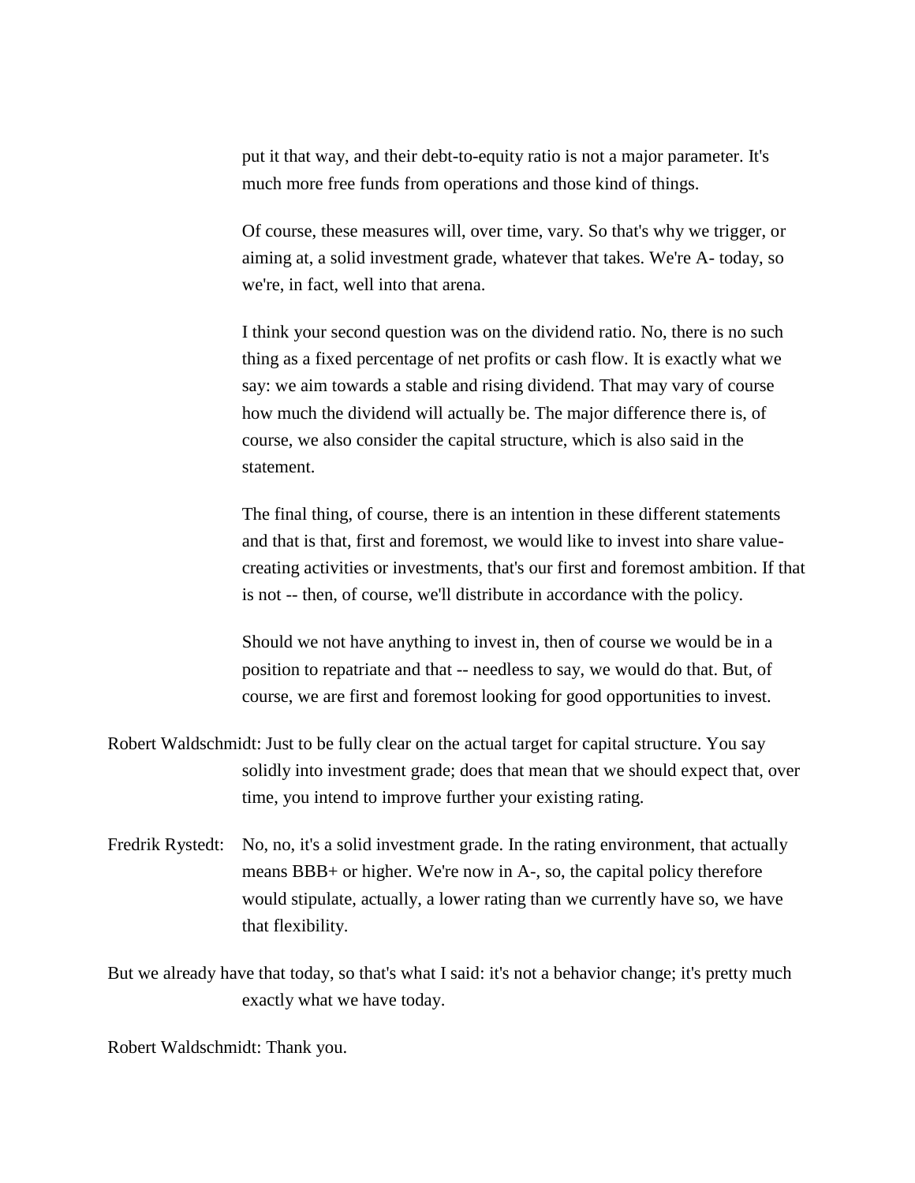put it that way, and their debt-to-equity ratio is not a major parameter. It's much more free funds from operations and those kind of things.

Of course, these measures will, over time, vary. So that's why we trigger, or aiming at, a solid investment grade, whatever that takes. We're A- today, so we're, in fact, well into that arena.

I think your second question was on the dividend ratio. No, there is no such thing as a fixed percentage of net profits or cash flow. It is exactly what we say: we aim towards a stable and rising dividend. That may vary of course how much the dividend will actually be. The major difference there is, of course, we also consider the capital structure, which is also said in the statement.

The final thing, of course, there is an intention in these different statements and that is that, first and foremost, we would like to invest into share value-creating activities or investments, that's our first and foremost ambition. If that is not -- then, of course, we'll distribute in accordance with the policy.

Should we not have anything to invest in, then of course we would be in a position to repatriate and that -- needless to say, we would do that. But, of course, we are first and foremost looking for good opportunities to invest.

Robert Waldschmidt: Just to be fully clear on the actual target for capital structure. You say solidly into investment grade; does that mean that we should expect that, over time, you intend to improve further your existing rating.

Fredrik Rystedt: No, no, it's a solid investment grade. In the rating environment, that actually means BBB+ or higher. We're now in A-, so, the capital policy therefore would stipulate, actually, a lower rating than we currently have so, we have that flexibility.

But we already have that today, so that's what I said: it's not a behavior change; it's pretty much exactly what we have today.

Robert Waldschmidt: Thank you.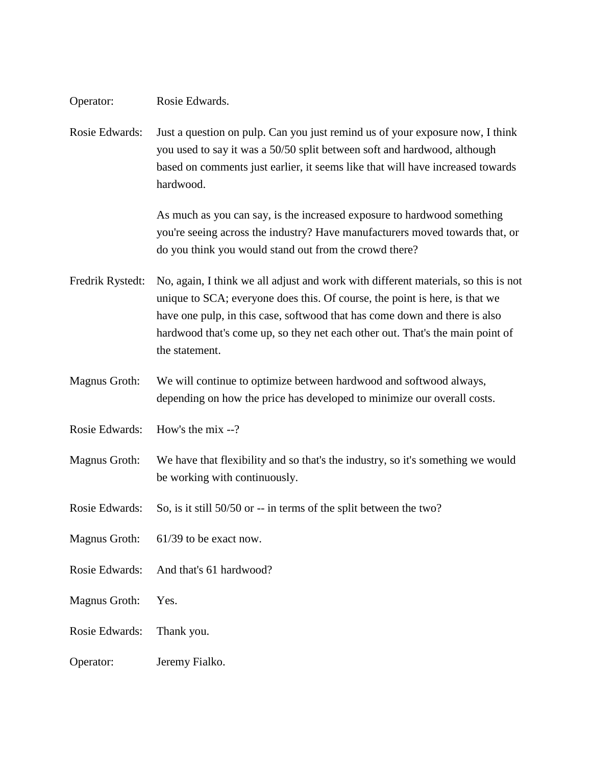Operator: Rosie Edwards.

Rosie Edwards: Just a question on pulp. Can you just remind us of your exposure now, I think you used to say it was a 50/50 split between soft and hardwood, although based on comments just earlier, it seems like that will have increased towards hardwood.

As much as you can say, is the increased exposure to hardwood something you're seeing across the industry? Have manufacturers moved towards that, or do you think you would stand out from the crowd there?

Fredrik Rystedt: No, again, I think we all adjust and work with different materials, so this is not unique to SCA; everyone does this. Of course, the point is here, is that we have one pulp, in this case, softwood that has come down and there is also hardwood that's come up, so they net each other out. That's the main point of the statement.

Magnus Groth: We will continue to optimize between hardwood and softwood always, depending on how the price has developed to minimize our overall costs.

Rosie Edwards: How's the mix --?

Magnus Groth: We have that flexibility and so that's the industry, so it's something we would be working with continuously.

Rosie Edwards: So, is it still 50/50 or -- in terms of the split between the two?

Magnus Groth: 61/39 to be exact now.

Rosie Edwards: And that's 61 hardwood?

Magnus Groth: Yes.

Rosie Edwards: Thank you.

Operator: Jeremy Fialko.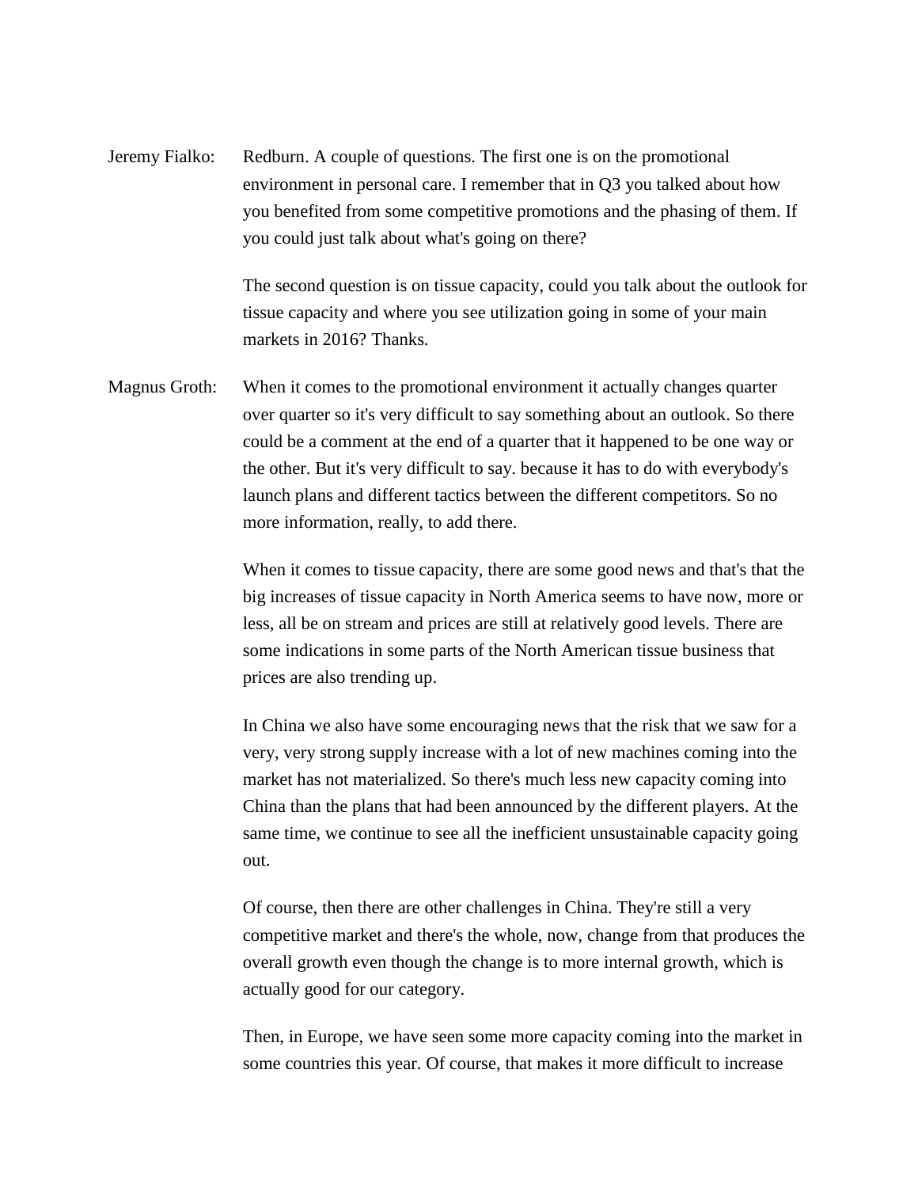Jeremy Fialko: Redburn. A couple of questions. The first one is on the promotional environment in personal care. I remember that in Q3 you talked about how you benefited from some competitive promotions and the phasing of them. If you could just talk about what's going on there?

The second question is on tissue capacity, could you talk about the outlook for tissue capacity and where you see utilization going in some of your main markets in 2016? Thanks.

Magnus Groth: When it comes to the promotional environment it actually changes quarter over quarter so it's very difficult to say something about an outlook. So there could be a comment at the end of a quarter that it happened to be one way or the other. But it's very difficult to say. because it has to do with everybody's launch plans and different tactics between the different competitors. So no more information, really, to add there.

When it comes to tissue capacity, there are some good news and that's that the big increases of tissue capacity in North America seems to have now, more or less, all be on stream and prices are still at relatively good levels. There are some indications in some parts of the North American tissue business that prices are also trending up.

In China we also have some encouraging news that the risk that we saw for a very, very strong supply increase with a lot of new machines coming into the market has not materialized. So there's much less new capacity coming into China than the plans that had been announced by the different players. At the same time, we continue to see all the inefficient unsustainable capacity going out.

Of course, then there are other challenges in China. They're still a very competitive market and there's the whole, now, change from that produces the overall growth even though the change is to more internal growth, which is actually good for our category.

Then, in Europe, we have seen some more capacity coming into the market in some countries this year. Of course, that makes it more difficult to increase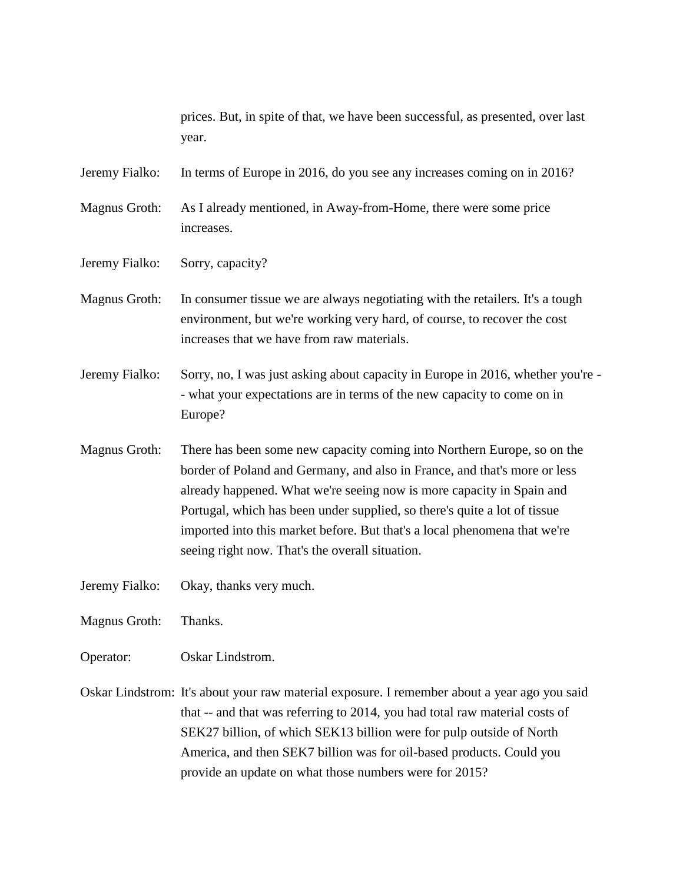prices. But, in spite of that, we have been successful, as presented, over last year.

Jeremy Fialko: In terms of Europe in 2016, do you see any increases coming on in 2016?

Magnus Groth: As I already mentioned, in Away-from-Home, there were some price increases.

Jeremy Fialko: Sorry, capacity?

Magnus Groth: In consumer tissue we are always negotiating with the retailers. It's a tough environment, but we're working very hard, of course, to recover the cost increases that we have from raw materials.

Jeremy Fialko: Sorry, no, I was just asking about capacity in Europe in 2016, whether you're -- what your expectations are in terms of the new capacity to come on in Europe?

Magnus Groth: There has been some new capacity coming into Northern Europe, so on the border of Poland and Germany, and also in France, and that's more or less already happened. What we're seeing now is more capacity in Spain and Portugal, which has been under supplied, so there's quite a lot of tissue imported into this market before. But that's a local phenomena that we're seeing right now. That's the overall situation.

Jeremy Fialko: Okay, thanks very much.

Magnus Groth: Thanks.

Operator: Oskar Lindstrom.

Oskar Lindstrom: It's about your raw material exposure. I remember about a year ago you said that -- and that was referring to 2014, you had total raw material costs of SEK27 billion, of which SEK13 billion were for pulp outside of North America, and then SEK7 billion was for oil-based products. Could you provide an update on what those numbers were for 2015?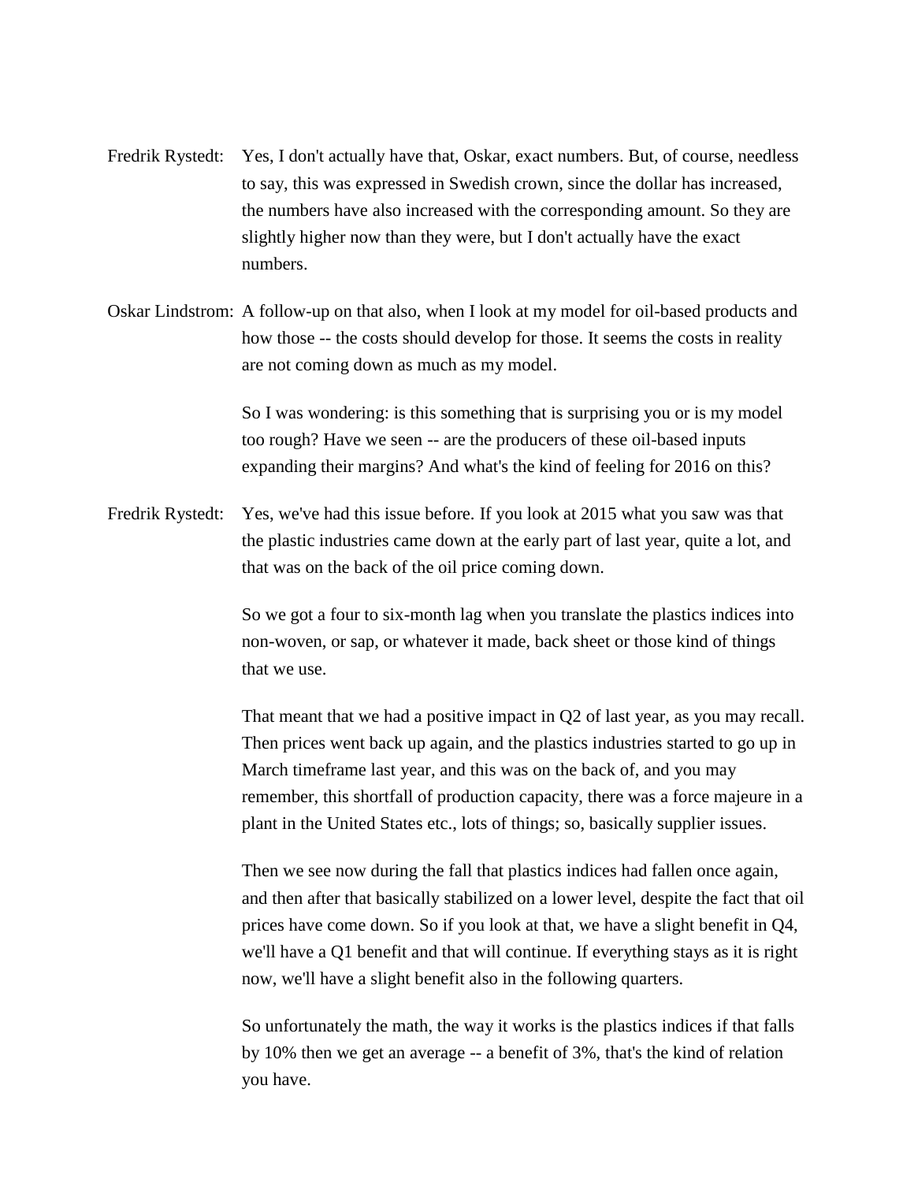Fredrik Rystedt: Yes, I don't actually have that, Oskar, exact numbers. But, of course, needless to say, this was expressed in Swedish crown, since the dollar has increased, the numbers have also increased with the corresponding amount. So they are slightly higher now than they were, but I don't actually have the exact numbers.

Oskar Lindstrom: A follow-up on that also, when I look at my model for oil-based products and how those -- the costs should develop for those. It seems the costs in reality are not coming down as much as my model.

So I was wondering: is this something that is surprising you or is my model too rough? Have we seen -- are the producers of these oil-based inputs expanding their margins? And what's the kind of feeling for 2016 on this?

Fredrik Rystedt: Yes, we've had this issue before. If you look at 2015 what you saw was that the plastic industries came down at the early part of last year, quite a lot, and that was on the back of the oil price coming down.

So we got a four to six-month lag when you translate the plastics indices into non-woven, or sap, or whatever it made, back sheet or those kind of things that we use.

That meant that we had a positive impact in Q2 of last year, as you may recall. Then prices went back up again, and the plastics industries started to go up in March timeframe last year, and this was on the back of, and you may remember, this shortfall of production capacity, there was a force majeure in a plant in the United States etc., lots of things; so, basically supplier issues.

Then we see now during the fall that plastics indices had fallen once again, and then after that basically stabilized on a lower level, despite the fact that oil prices have come down. So if you look at that, we have a slight benefit in Q4, we'll have a Q1 benefit and that will continue. If everything stays as it is right now, we'll have a slight benefit also in the following quarters.

So unfortunately the math, the way it works is the plastics indices if that falls by 10% then we get an average -- a benefit of 3%, that's the kind of relation you have.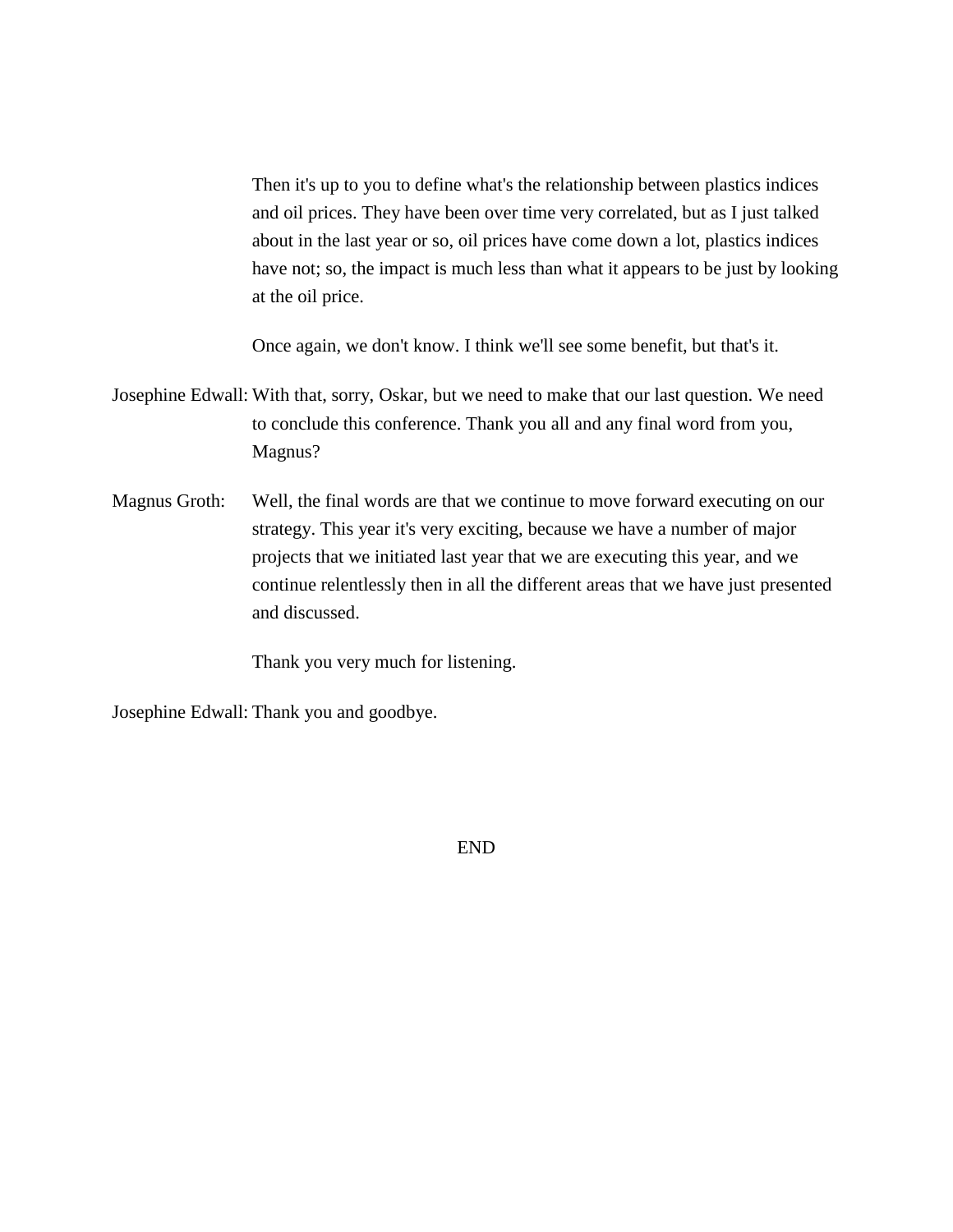Then it's up to you to define what's the relationship between plastics indices and oil prices. They have been over time very correlated, but as I just talked about in the last year or so, oil prices have come down a lot, plastics indices have not; so, the impact is much less than what it appears to be just by looking at the oil price.

Once again, we don't know. I think we'll see some benefit, but that's it.

Josephine Edwall: With that, sorry, Oskar, but we need to make that our last question. We need to conclude this conference. Thank you all and any final word from you, Magnus?

Magnus Groth: Well, the final words are that we continue to move forward executing on our strategy. This year it's very exciting, because we have a number of major projects that we initiated last year that we are executing this year, and we continue relentlessly then in all the different areas that we have just presented and discussed.

Thank you very much for listening.

Josephine Edwall: Thank you and goodbye.

END